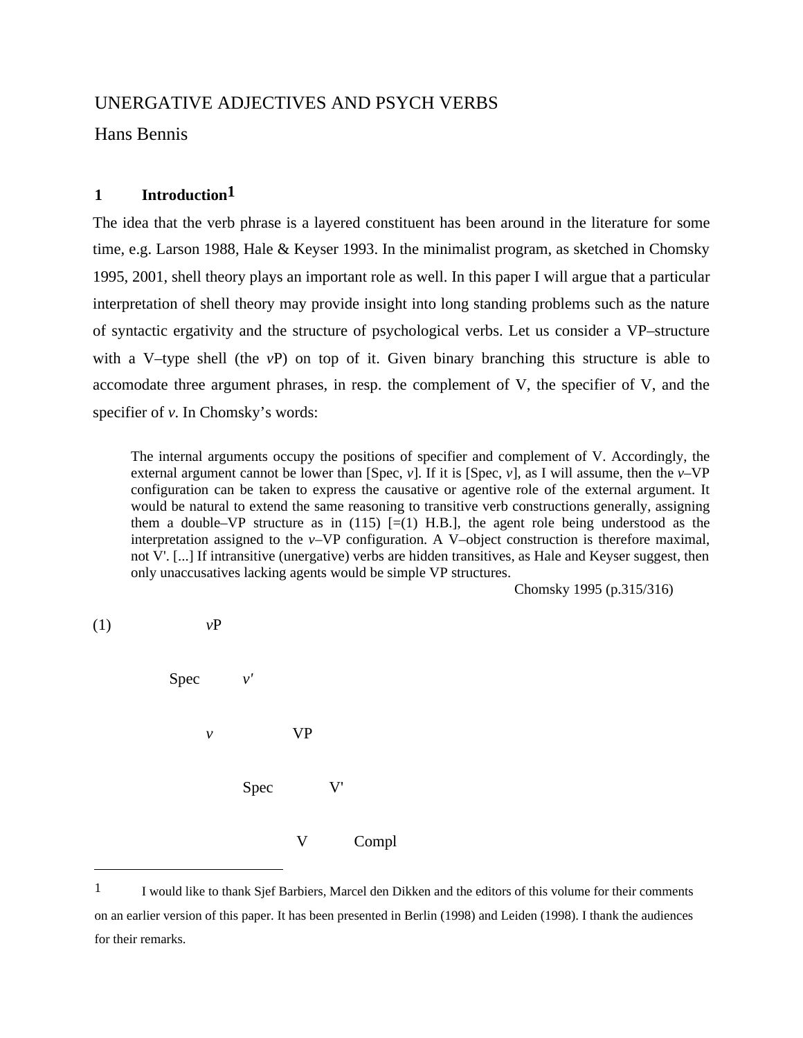# UNERGATIVE ADJECTIVES AND PSYCH VERBS

Hans Bennis

## 1 Introduction[1]

The idea that the verb phrase is a layered constituent has been around in the literature for some time, e.g. Larson 1988, Hale & Keyser 1993. In the minimalist program, as sketched in Chomsky 1995, 2001, shell theory plays an important role as well. In this paper I will argue that a particular interpretation of shell theory may provide insight into long standing problems such as the nature of syntactic ergativity and the structure of psychological verbs. Let us consider a VP–structure with a V–type shell (the *v*P) on top of it. Given binary branching this structure is able to accomodate three argument phrases, in resp. the complement of V, the specifier of V, and the specifier of *v*. In Chomsky's words:

> The internal arguments occupy the positions of specifier and complement of V. Accordingly, the external argument cannot be lower than [Spec, *v*]. If it is [Spec, *v*], as I will assume, then the *v*–VP configuration can be taken to express the causative or agentive role of the external argument. It would be natural to extend the same reasoning to transitive verb constructions generally, assigning them a double–VP structure as in (115) [=(1) H.B.], the agent role being understood as the interpretation assigned to the *v*–VP configuration. A V–object construction is therefore maximal, not V'. [...] If intransitive (unergative) verbs are hidden transitives, as Hale and Keyser suggest, then only unaccusatives lacking agents would be simple VP structures.
>
> Chomsky 1995 (p.315/316)

(1)

```
        vP
       /  \
    Spec   v'
          /  \
         v    VP
             /  \
          Spec   V'
                /  \
               V   Compl
```

---

[1] I would like to thank Sjef Barbiers, Marcel den Dikken and the editors of this volume for their comments on an earlier version of this paper. It has been presented in Berlin (1998) and Leiden (1998). I thank the audiences for their remarks.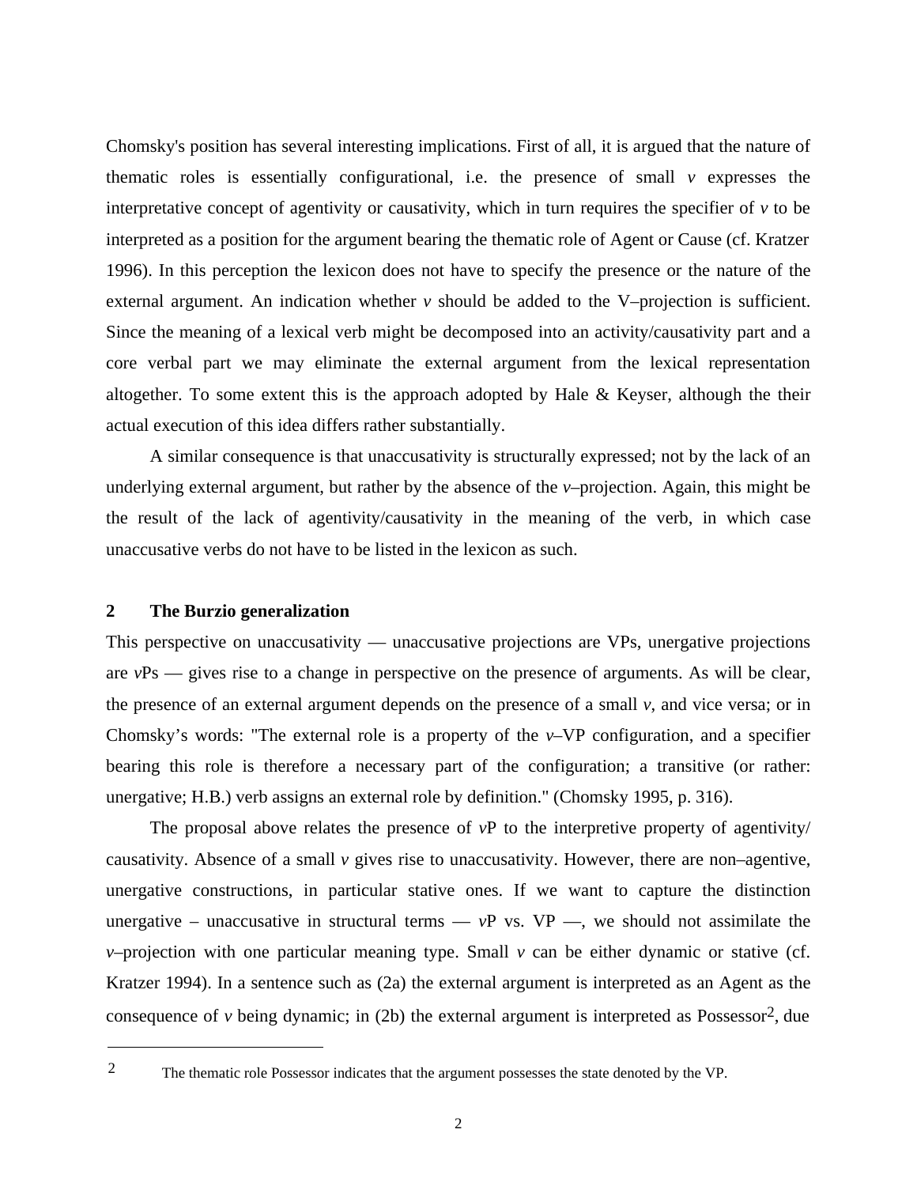Chomsky's position has several interesting implications. First of all, it is argued that the nature of thematic roles is essentially configurational, i.e. the presence of small *v* expresses the interpretative concept of agentivity or causativity, which in turn requires the specifier of *v* to be interpreted as a position for the argument bearing the thematic role of Agent or Cause (cf. Kratzer 1996). In this perception the lexicon does not have to specify the presence or the nature of the external argument. An indication whether *v* should be added to the V–projection is sufficient. Since the meaning of a lexical verb might be decomposed into an activity/causativity part and a core verbal part we may eliminate the external argument from the lexical representation altogether. To some extent this is the approach adopted by Hale & Keyser, although the their actual execution of this idea differs rather substantially.

A similar consequence is that unaccusativity is structurally expressed; not by the lack of an underlying external argument, but rather by the absence of the *v*–projection. Again, this might be the result of the lack of agentivity/causativity in the meaning of the verb, in which case unaccusative verbs do not have to be listed in the lexicon as such.

## 2 The Burzio generalization

This perspective on unaccusativity — unaccusative projections are VPs, unergative projections are *v*Ps — gives rise to a change in perspective on the presence of arguments. As will be clear, the presence of an external argument depends on the presence of a small *v*, and vice versa; or in Chomsky's words: "The external role is a property of the *v*–VP configuration, and a specifier bearing this role is therefore a necessary part of the configuration; a transitive (or rather: unergative; H.B.) verb assigns an external role by definition." (Chomsky 1995, p. 316).

The proposal above relates the presence of *v*P to the interpretive property of agentivity/causativity. Absence of a small *v* gives rise to unaccusativity. However, there are non–agentive, unergative constructions, in particular stative ones. If we want to capture the distinction unergative – unaccusative in structural terms — *v*P vs. VP —, we should not assimilate the *v*–projection with one particular meaning type. Small *v* can be either dynamic or stative (cf. Kratzer 1994). In a sentence such as (2a) the external argument is interpreted as an Agent as the consequence of *v* being dynamic; in (2b) the external argument is interpreted as Possessor[2], due

---

[2] The thematic role Possessor indicates that the argument possesses the state denoted by the VP.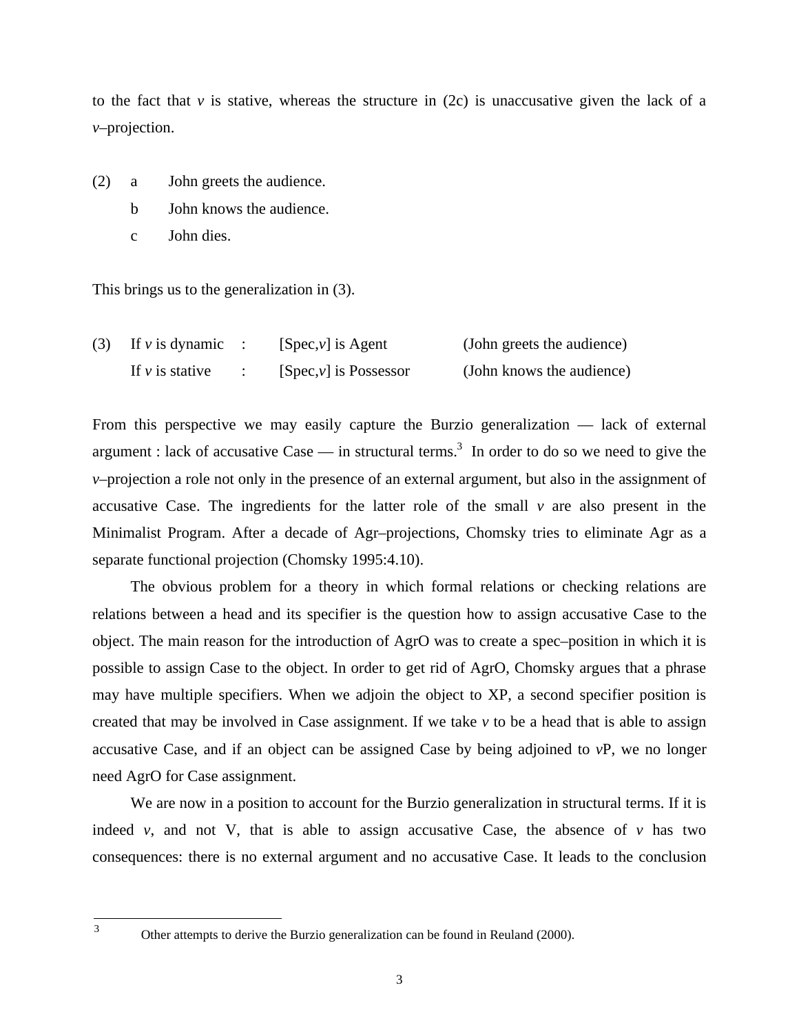to the fact that *v* is stative, whereas the structure in (2c) is unaccusative given the lack of a *v*–projection.

(2) a John greets the audience.
    b John knows the audience.
    c John dies.

This brings us to the generalization in (3).

| (3) | | | |
|---|---|---|---|
| If *v* is dynamic | : | [Spec,*v*] is Agent | (John greets the audience) |
| If *v* is stative | : | [Spec,*v*] is Possessor | (John knows the audience) |

From this perspective we may easily capture the Burzio generalization — lack of external argument : lack of accusative Case — in structural terms.[3] In order to do so we need to give the *v*–projection a role not only in the presence of an external argument, but also in the assignment of accusative Case. The ingredients for the latter role of the small *v* are also present in the Minimalist Program. After a decade of Agr–projections, Chomsky tries to eliminate Agr as a separate functional projection (Chomsky 1995:4.10).

The obvious problem for a theory in which formal relations or checking relations are relations between a head and its specifier is the question how to assign accusative Case to the object. The main reason for the introduction of AgrO was to create a spec–position in which it is possible to assign Case to the object. In order to get rid of AgrO, Chomsky argues that a phrase may have multiple specifiers. When we adjoin the object to XP, a second specifier position is created that may be involved in Case assignment. If we take *v* to be a head that is able to assign accusative Case, and if an object can be assigned Case by being adjoined to *v*P, we no longer need AgrO for Case assignment.

We are now in a position to account for the Burzio generalization in structural terms. If it is indeed *v*, and not V, that is able to assign accusative Case, the absence of *v* has two consequences: there is no external argument and no accusative Case. It leads to the conclusion

[3] Other attempts to derive the Burzio generalization can be found in Reuland (2000).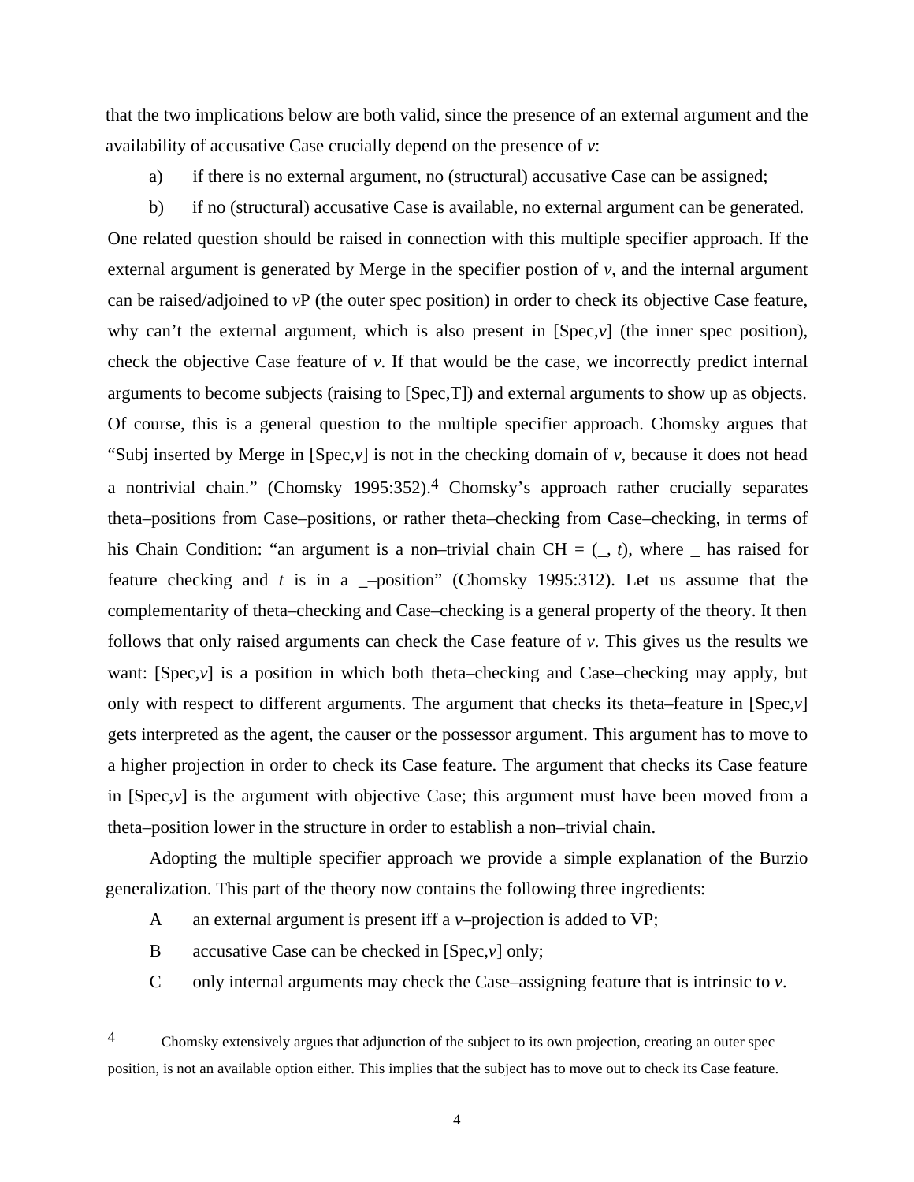that the two implications below are both valid, since the presence of an external argument and the availability of accusative Case crucially depend on the presence of *v*:

a) if there is no external argument, no (structural) accusative Case can be assigned;

b) if no (structural) accusative Case is available, no external argument can be generated.

One related question should be raised in connection with this multiple specifier approach. If the external argument is generated by Merge in the specifier postion of *v*, and the internal argument can be raised/adjoined to *v*P (the outer spec position) in order to check its objective Case feature, why can't the external argument, which is also present in [Spec,*v*] (the inner spec position), check the objective Case feature of *v*. If that would be the case, we incorrectly predict internal arguments to become subjects (raising to [Spec,T]) and external arguments to show up as objects. Of course, this is a general question to the multiple specifier approach. Chomsky argues that "Subj inserted by Merge in [Spec,*v*] is not in the checking domain of *v*, because it does not head a nontrivial chain." (Chomsky 1995:352).[4] Chomsky's approach rather crucially separates theta–positions from Case–positions, or rather theta–checking from Case–checking, in terms of his Chain Condition: "an argument is a non–trivial chain CH = (_, *t*), where _ has raised for feature checking and *t* is in a _–position" (Chomsky 1995:312). Let us assume that the complementarity of theta–checking and Case–checking is a general property of the theory. It then follows that only raised arguments can check the Case feature of *v*. This gives us the results we want: [Spec,*v*] is a position in which both theta–checking and Case–checking may apply, but only with respect to different arguments. The argument that checks its theta–feature in [Spec,*v*] gets interpreted as the agent, the causer or the possessor argument. This argument has to move to a higher projection in order to check its Case feature. The argument that checks its Case feature in [Spec,*v*] is the argument with objective Case; this argument must have been moved from a theta–position lower in the structure in order to establish a non–trivial chain.

Adopting the multiple specifier approach we provide a simple explanation of the Burzio generalization. This part of the theory now contains the following three ingredients:

A an external argument is present iff a *v*–projection is added to VP;

B accusative Case can be checked in [Spec,*v*] only;

C only internal arguments may check the Case–assigning feature that is intrinsic to *v*.

---

[4] Chomsky extensively argues that adjunction of the subject to its own projection, creating an outer spec position, is not an available option either. This implies that the subject has to move out to check its Case feature.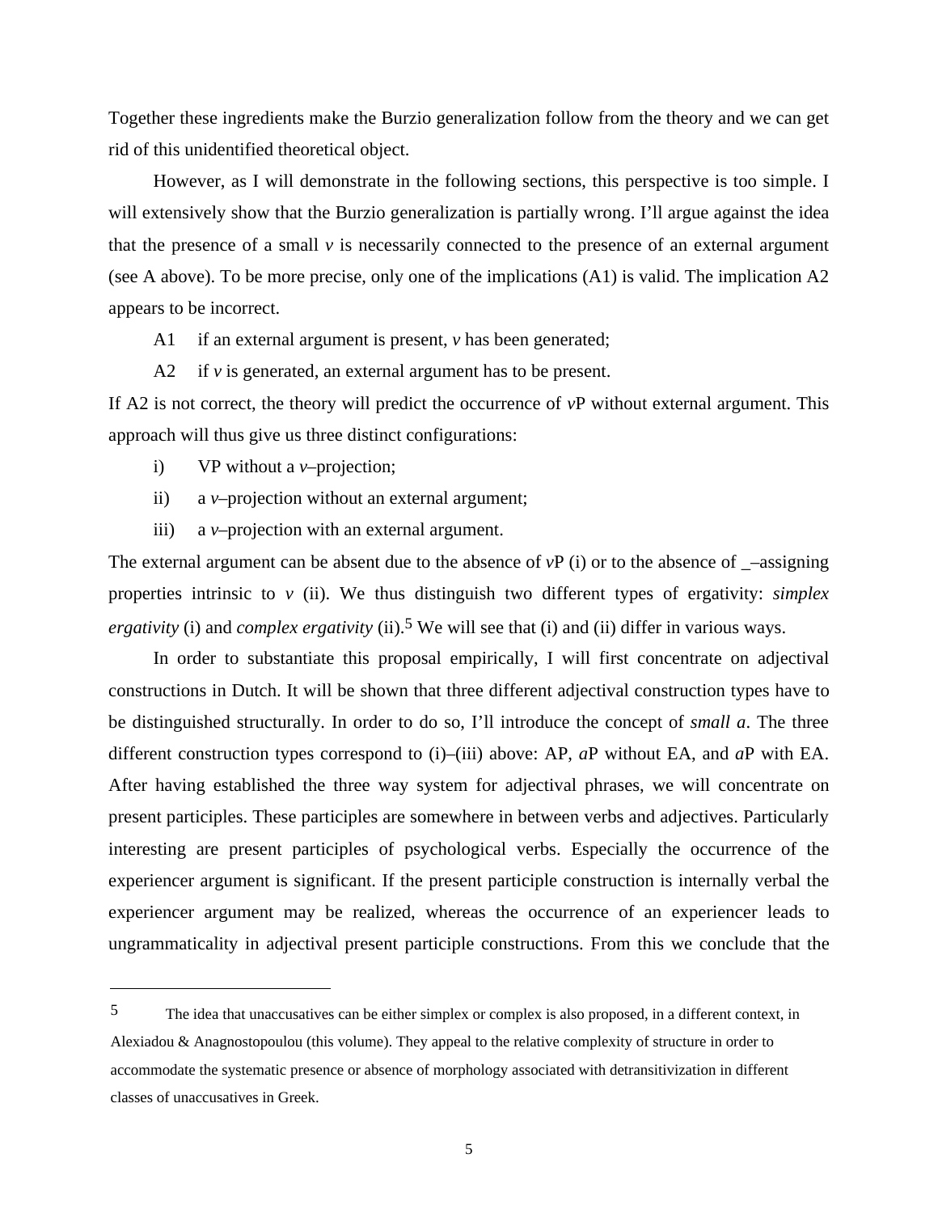Together these ingredients make the Burzio generalization follow from the theory and we can get rid of this unidentified theoretical object.

However, as I will demonstrate in the following sections, this perspective is too simple. I will extensively show that the Burzio generalization is partially wrong. I'll argue against the idea that the presence of a small *v* is necessarily connected to the presence of an external argument (see A above). To be more precise, only one of the implications (A1) is valid. The implication A2 appears to be incorrect.

A1 if an external argument is present, *v* has been generated;

A2 if *v* is generated, an external argument has to be present.

If A2 is not correct, the theory will predict the occurrence of *v*P without external argument. This approach will thus give us three distinct configurations:

i) VP without a *v*–projection;

ii) a *v*–projection without an external argument;

iii) a *v*–projection with an external argument.

The external argument can be absent due to the absence of *v*P (i) or to the absence of _–assigning properties intrinsic to *v* (ii). We thus distinguish two different types of ergativity: *simplex ergativity* (i) and *complex ergativity* (ii).[5] We will see that (i) and (ii) differ in various ways.

In order to substantiate this proposal empirically, I will first concentrate on adjectival constructions in Dutch. It will be shown that three different adjectival construction types have to be distinguished structurally. In order to do so, I'll introduce the concept of *small a*. The three different construction types correspond to (i)–(iii) above: AP, *a*P without EA, and *a*P with EA. After having established the three way system for adjectival phrases, we will concentrate on present participles. These participles are somewhere in between verbs and adjectives. Particularly interesting are present participles of psychological verbs. Especially the occurrence of the experiencer argument is significant. If the present participle construction is internally verbal the experiencer argument may be realized, whereas the occurrence of an experiencer leads to ungrammaticality in adjectival present participle constructions. From this we conclude that the

---

[5] The idea that unaccusatives can be either simplex or complex is also proposed, in a different context, in Alexiadou & Anagnostopoulou (this volume). They appeal to the relative complexity of structure in order to accommodate the systematic presence or absence of morphology associated with detransitivization in different classes of unaccusatives in Greek.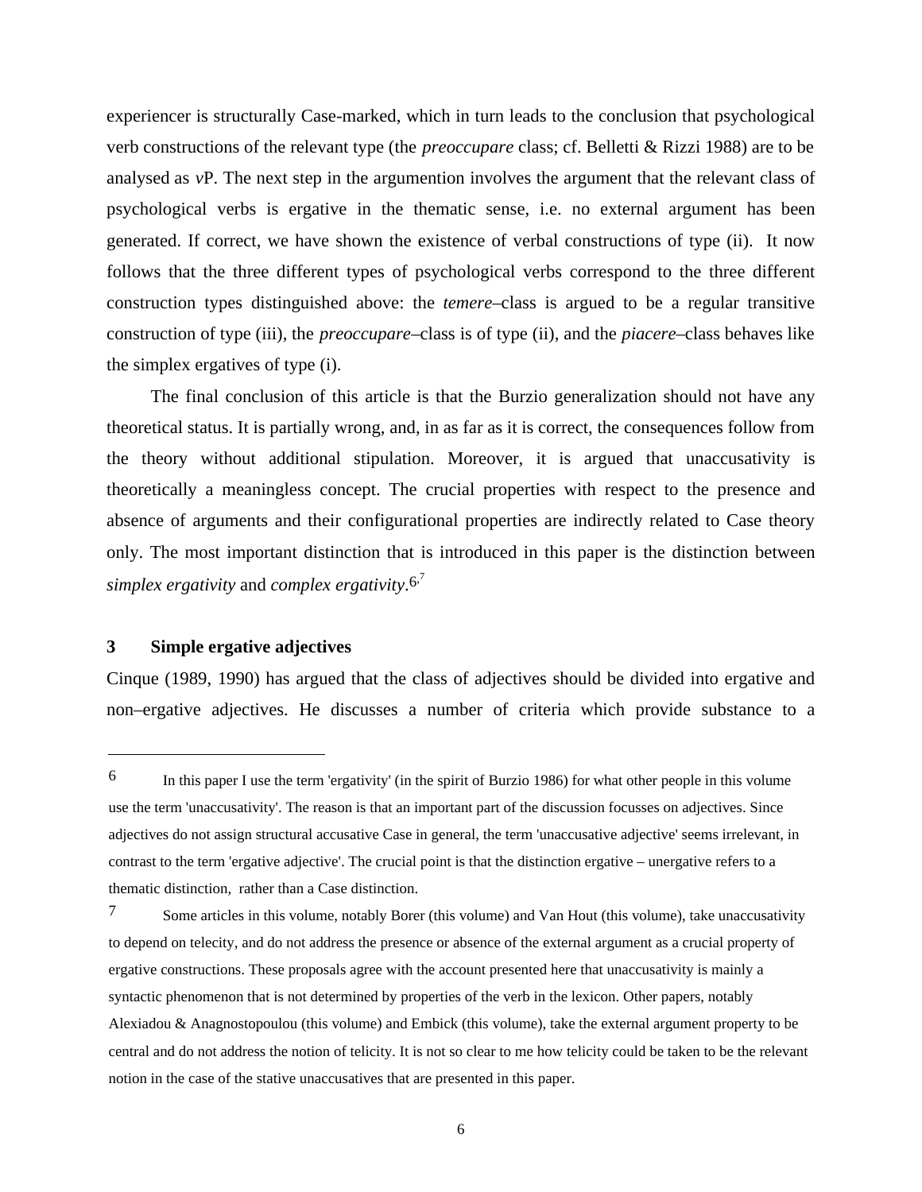experiencer is structurally Case-marked, which in turn leads to the conclusion that psychological verb constructions of the relevant type (the *preoccupare* class; cf. Belletti & Rizzi 1988) are to be analysed as *v*P. The next step in the argumention involves the argument that the relevant class of psychological verbs is ergative in the thematic sense, i.e. no external argument has been generated. If correct, we have shown the existence of verbal constructions of type (ii). It now follows that the three different types of psychological verbs correspond to the three different construction types distinguished above: the *temere*–class is argued to be a regular transitive construction of type (iii), the *preoccupare*–class is of type (ii), and the *piacere*–class behaves like the simplex ergatives of type (i).

The final conclusion of this article is that the Burzio generalization should not have any theoretical status. It is partially wrong, and, in as far as it is correct, the consequences follow from the theory without additional stipulation. Moreover, it is argued that unaccusativity is theoretically a meaningless concept. The crucial properties with respect to the presence and absence of arguments and their configurational properties are indirectly related to Case theory only. The most important distinction that is introduced in this paper is the distinction between *simplex ergativity* and *complex ergativity*.[6,7]

## 3 Simple ergative adjectives

Cinque (1989, 1990) has argued that the class of adjectives should be divided into ergative and non–ergative adjectives. He discusses a number of criteria which provide substance to a

---

6 In this paper I use the term 'ergativity' (in the spirit of Burzio 1986) for what other people in this volume use the term 'unaccusativity'. The reason is that an important part of the discussion focusses on adjectives. Since adjectives do not assign structural accusative Case in general, the term 'unaccusative adjective' seems irrelevant, in contrast to the term 'ergative adjective'. The crucial point is that the distinction ergative – unergative refers to a thematic distinction, rather than a Case distinction.

7 Some articles in this volume, notably Borer (this volume) and Van Hout (this volume), take unaccusativity to depend on telecity, and do not address the presence or absence of the external argument as a crucial property of ergative constructions. These proposals agree with the account presented here that unaccusativity is mainly a syntactic phenomenon that is not determined by properties of the verb in the lexicon. Other papers, notably Alexiadou & Anagnostopoulou (this volume) and Embick (this volume), take the external argument property to be central and do not address the notion of telicity. It is not so clear to me how telicity could be taken to be the relevant notion in the case of the stative unaccusatives that are presented in this paper.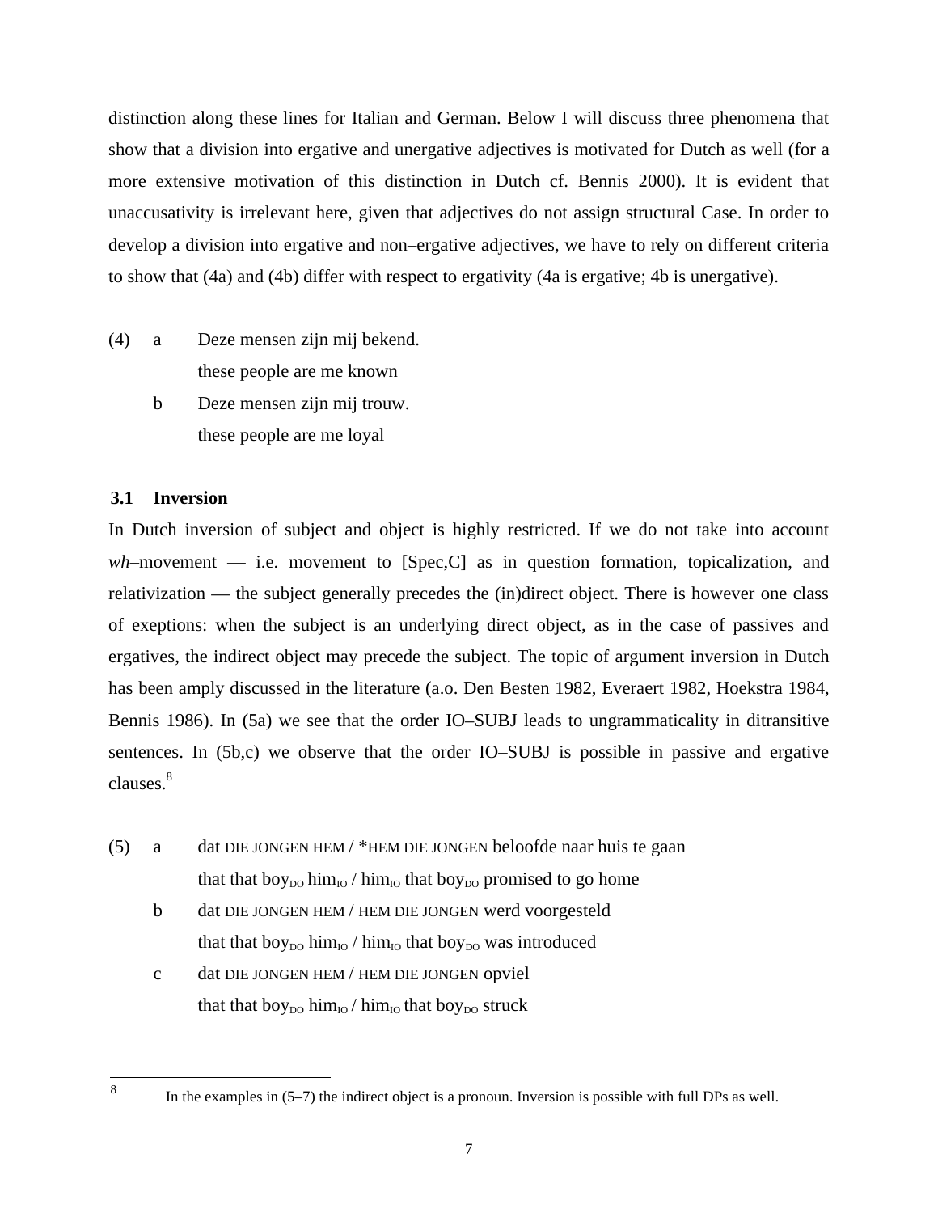distinction along these lines for Italian and German. Below I will discuss three phenomena that show that a division into ergative and unergative adjectives is motivated for Dutch as well (for a more extensive motivation of this distinction in Dutch cf. Bennis 2000). It is evident that unaccusativity is irrelevant here, given that adjectives do not assign structural Case. In order to develop a division into ergative and non–ergative adjectives, we have to rely on different criteria to show that (4a) and (4b) differ with respect to ergativity (4a is ergative; 4b is unergative).

(4) a Deze mensen zijn mij bekend.
these people are me known

b Deze mensen zijn mij trouw.
these people are me loyal

### 3.1 Inversion

In Dutch inversion of subject and object is highly restricted. If we do not take into account *wh*–movement — i.e. movement to [Spec,C] as in question formation, topicalization, and relativization — the subject generally precedes the (in)direct object. There is however one class of exeptions: when the subject is an underlying direct object, as in the case of passives and ergatives, the indirect object may precede the subject. The topic of argument inversion in Dutch has been amply discussed in the literature (a.o. Den Besten 1982, Everaert 1982, Hoekstra 1984, Bennis 1986). In (5a) we see that the order IO–SUBJ leads to ungrammaticality in ditransitive sentences. In (5b,c) we observe that the order IO–SUBJ is possible in passive and ergative clauses.[8]

(5) a dat DIE JONGEN HEM / *HEM DIE JONGEN beloofde naar huis te gaan
that that $boy_{DO}$ $him_{IO}$ / $him_{IO}$ that $boy_{DO}$ promised to go home

b dat DIE JONGEN HEM / HEM DIE JONGEN werd voorgesteld
that that $boy_{DO}$ $him_{IO}$ / $him_{IO}$ that $boy_{DO}$ was introduced

c dat DIE JONGEN HEM / HEM DIE JONGEN opviel
that that $boy_{DO}$ $him_{IO}$ / $him_{IO}$ that $boy_{DO}$ struck

---

[8] In the examples in (5–7) the indirect object is a pronoun. Inversion is possible with full DPs as well.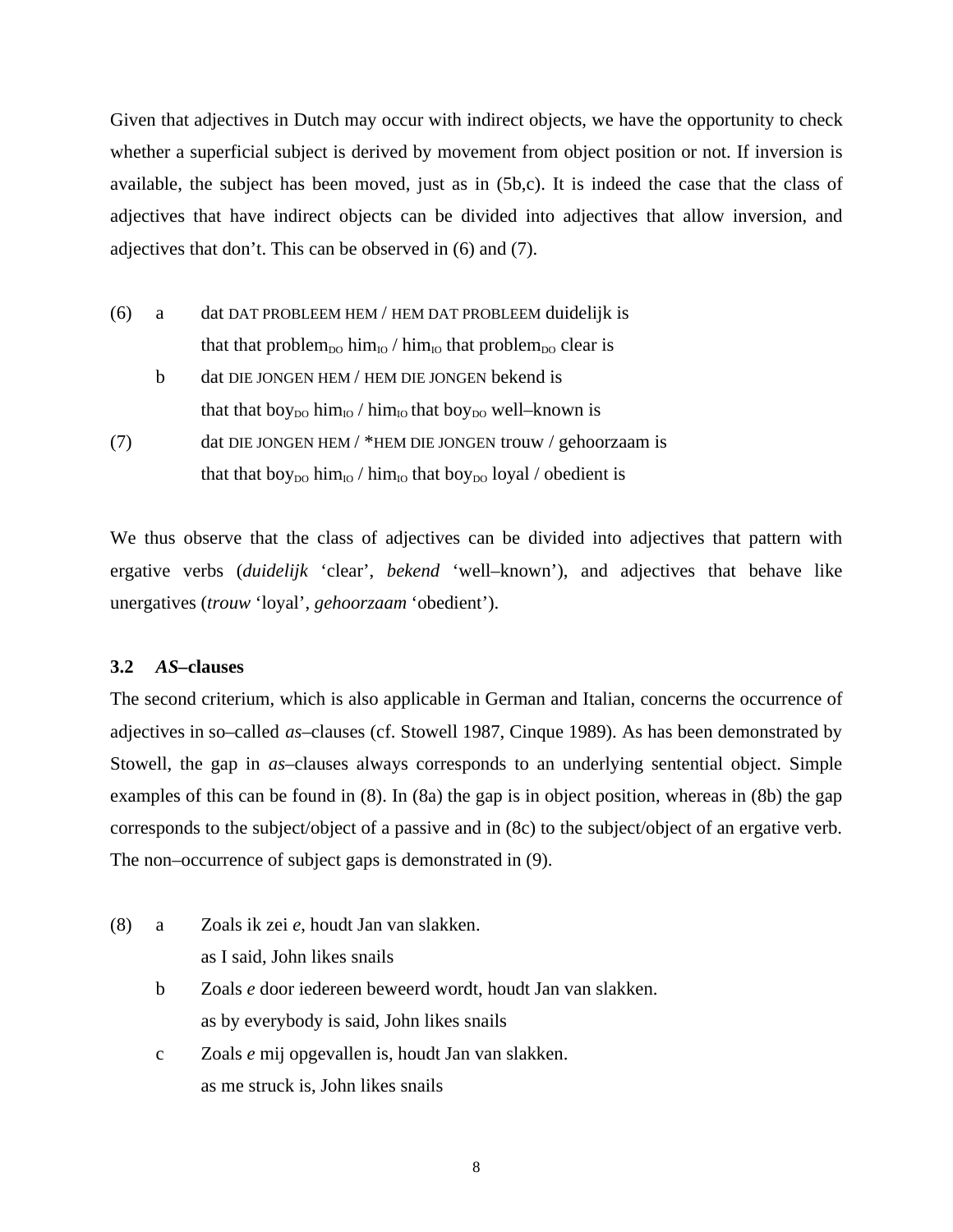Given that adjectives in Dutch may occur with indirect objects, we have the opportunity to check whether a superficial subject is derived by movement from object position or not. If inversion is available, the subject has been moved, just as in (5b,c). It is indeed the case that the class of adjectives that have indirect objects can be divided into adjectives that allow inversion, and adjectives that don't. This can be observed in (6) and (7).

(6) a dat DAT PROBLEEM HEM / HEM DAT PROBLEEM duidelijk is
   that that problem$_{DO}$ him$_{IO}$ / him$_{IO}$ that problem$_{DO}$ clear is

   b dat DIE JONGEN HEM / HEM DIE JONGEN bekend is
   that that boy$_{DO}$ him$_{IO}$ / him$_{IO}$ that boy$_{DO}$ well–known is

(7) dat DIE JONGEN HEM / *HEM DIE JONGEN trouw / gehoorzaam is
   that that boy$_{DO}$ him$_{IO}$ / him$_{IO}$ that boy$_{DO}$ loyal / obedient is

We thus observe that the class of adjectives can be divided into adjectives that pattern with ergative verbs (*duidelijk* 'clear', *bekend* 'well–known'), and adjectives that behave like unergatives (*trouw* 'loyal', *gehoorzaam* 'obedient').

### 3.2 *AS*–clauses

The second criterium, which is also applicable in German and Italian, concerns the occurrence of adjectives in so–called *as*–clauses (cf. Stowell 1987, Cinque 1989). As has been demonstrated by Stowell, the gap in *as*–clauses always corresponds to an underlying sentential object. Simple examples of this can be found in (8). In (8a) the gap is in object position, whereas in (8b) the gap corresponds to the subject/object of a passive and in (8c) to the subject/object of an ergative verb. The non–occurrence of subject gaps is demonstrated in (9).

(8) a Zoals ik zei *e*, houdt Jan van slakken.
   as I said, John likes snails

   b Zoals *e* door iedereen beweerd wordt, houdt Jan van slakken.
   as by everybody is said, John likes snails

   c Zoals *e* mij opgevallen is, houdt Jan van slakken.
   as me struck is, John likes snails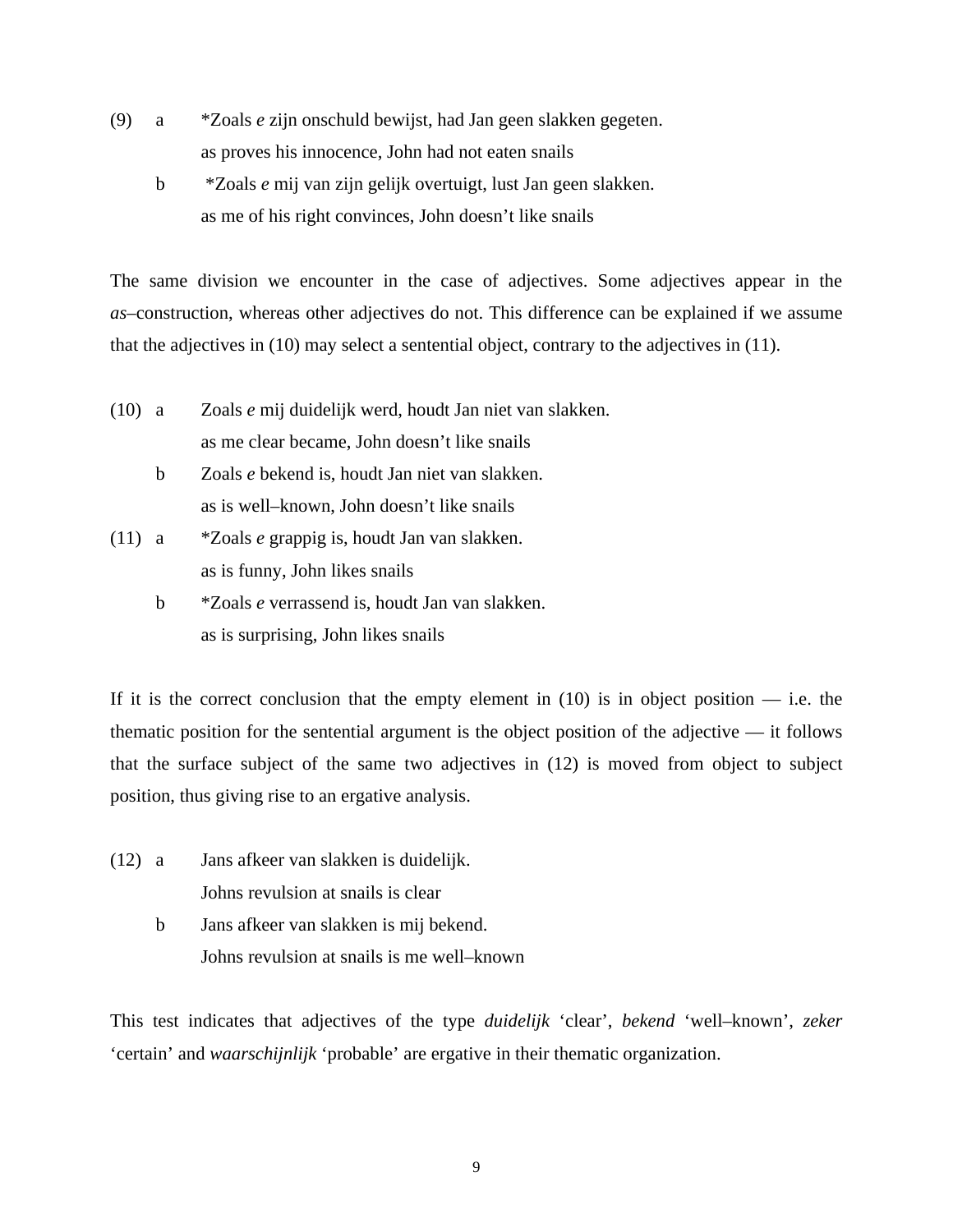(9) a *Zoals *e* zijn onschuld bewijst, had Jan geen slakken gegeten.
as proves his innocence, John had not eaten snails

b *Zoals *e* mij van zijn gelijk overtuigt, lust Jan geen slakken.
as me of his right convinces, John doesn't like snails

The same division we encounter in the case of adjectives. Some adjectives appear in the *as*–construction, whereas other adjectives do not. This difference can be explained if we assume that the adjectives in (10) may select a sentential object, contrary to the adjectives in (11).

(10) a Zoals *e* mij duidelijk werd, houdt Jan niet van slakken.
as me clear became, John doesn't like snails

b Zoals *e* bekend is, houdt Jan niet van slakken.
as is well–known, John doesn't like snails

(11) a *Zoals *e* grappig is, houdt Jan van slakken.
as is funny, John likes snails

b *Zoals *e* verrassend is, houdt Jan van slakken.
as is surprising, John likes snails

If it is the correct conclusion that the empty element in (10) is in object position — i.e. the thematic position for the sentential argument is the object position of the adjective — it follows that the surface subject of the same two adjectives in (12) is moved from object to subject position, thus giving rise to an ergative analysis.

(12) a Jans afkeer van slakken is duidelijk.
Johns revulsion at snails is clear

b Jans afkeer van slakken is mij bekend.
Johns revulsion at snails is me well–known

This test indicates that adjectives of the type *duidelijk* 'clear', *bekend* 'well–known', *zeker* 'certain' and *waarschijnlijk* 'probable' are ergative in their thematic organization.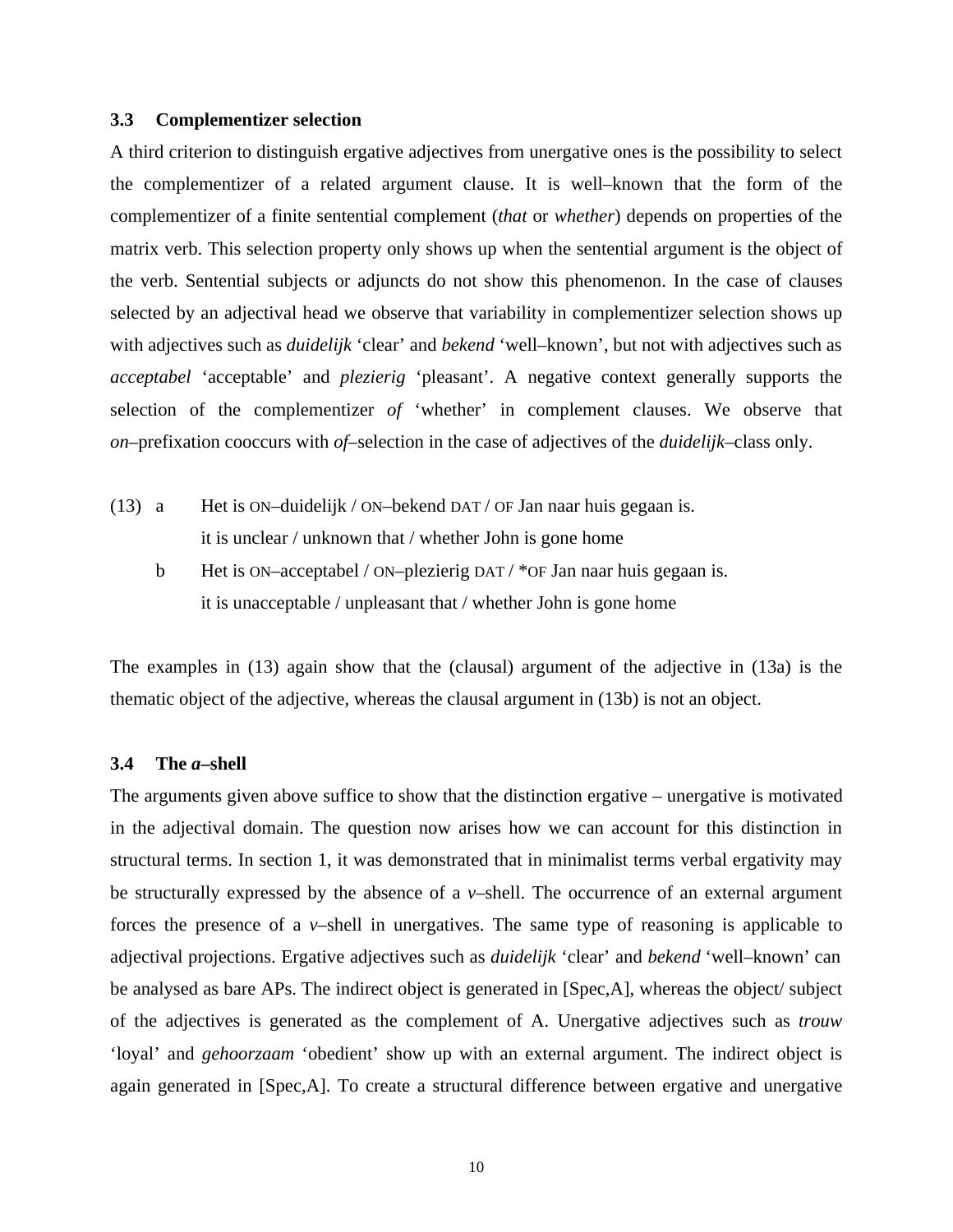### 3.3 Complementizer selection

A third criterion to distinguish ergative adjectives from unergative ones is the possibility to select the complementizer of a related argument clause. It is well–known that the form of the complementizer of a finite sentential complement (*that* or *whether*) depends on properties of the matrix verb. This selection property only shows up when the sentential argument is the object of the verb. Sentential subjects or adjuncts do not show this phenomenon. In the case of clauses selected by an adjectival head we observe that variability in complementizer selection shows up with adjectives such as *duidelijk* 'clear' and *bekend* 'well–known', but not with adjectives such as *acceptabel* 'acceptable' and *plezierig* 'pleasant'. A negative context generally supports the selection of the complementizer *of* 'whether' in complement clauses. We observe that *on*–prefixation cooccurs with *of*–selection in the case of adjectives of the *duidelijk*–class only.

(13) a Het is ON–duidelijk / ON–bekend DAT / OF Jan naar huis gegaan is.
it is unclear / unknown that / whether John is gone home

b Het is ON–acceptabel / ON–plezierig DAT / *OF Jan naar huis gegaan is.
it is unacceptable / unpleasant that / whether John is gone home

The examples in (13) again show that the (clausal) argument of the adjective in (13a) is the thematic object of the adjective, whereas the clausal argument in (13b) is not an object.

### 3.4 The *a*–shell

The arguments given above suffice to show that the distinction ergative – unergative is motivated in the adjectival domain. The question now arises how we can account for this distinction in structural terms. In section 1, it was demonstrated that in minimalist terms verbal ergativity may be structurally expressed by the absence of a *v*–shell. The occurrence of an external argument forces the presence of a *v*–shell in unergatives. The same type of reasoning is applicable to adjectival projections. Ergative adjectives such as *duidelijk* 'clear' and *bekend* 'well–known' can be analysed as bare APs. The indirect object is generated in [Spec,A], whereas the object/ subject of the adjectives is generated as the complement of A. Unergative adjectives such as *trouw* 'loyal' and *gehoorzaam* 'obedient' show up with an external argument. The indirect object is again generated in [Spec,A]. To create a structural difference between ergative and unergative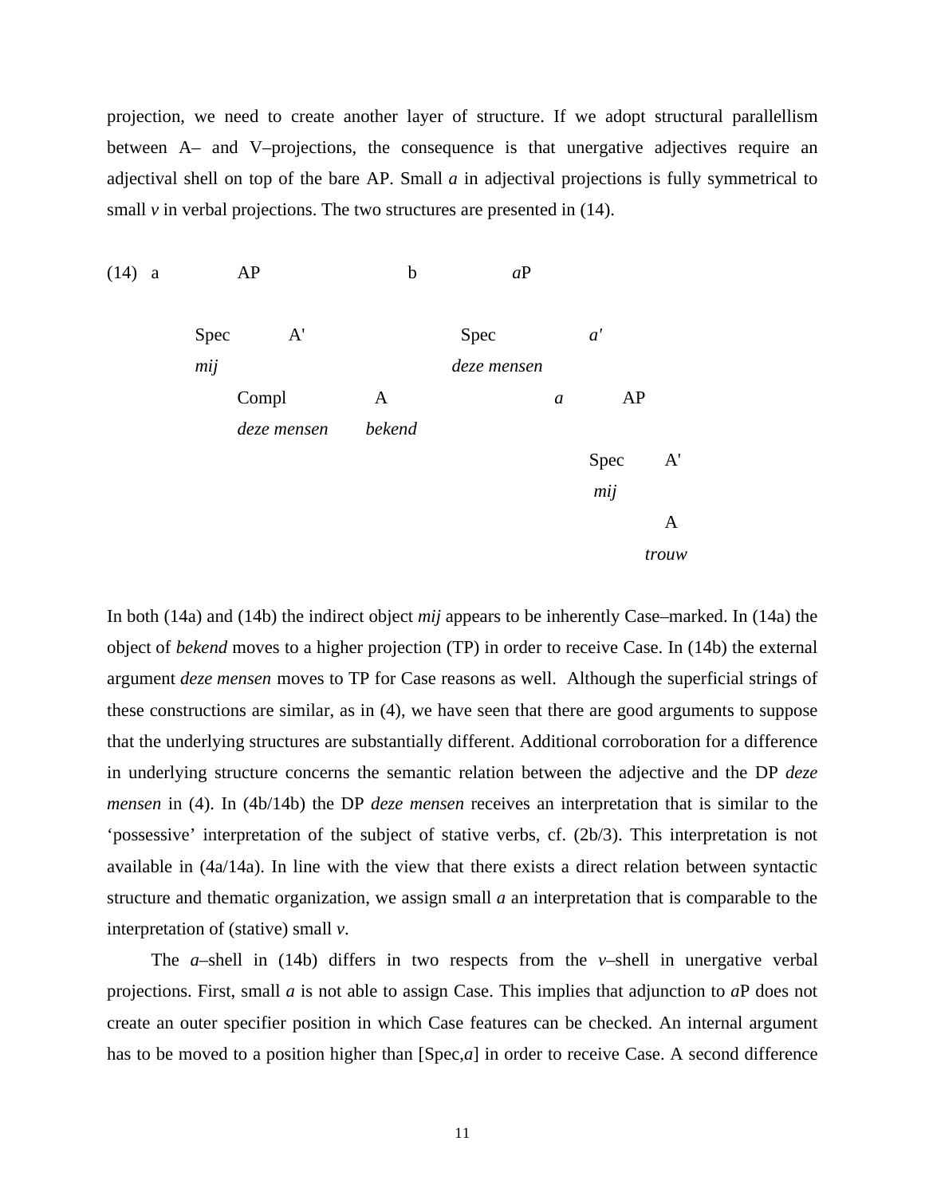projection, we need to create another layer of structure. If we adopt structural parallellism between A– and V–projections, the consequence is that unergative adjectives require an adjectival shell on top of the bare AP. Small *a* in adjectival projections is fully symmetrical to small *v* in verbal projections. The two structures are presented in (14).

```
(14)  a        AP                          b          aP

          Spec        A'                        Spec            a'
          mij                                   deze mensen
               Compl           A                            a         AP
               deze mensen     bekend
                                                                 Spec      A'
                                                                 mij
                                                                           A
                                                                           trouw
```

In both (14a) and (14b) the indirect object *mij* appears to be inherently Case–marked. In (14a) the object of *bekend* moves to a higher projection (TP) in order to receive Case. In (14b) the external argument *deze mensen* moves to TP for Case reasons as well. Although the superficial strings of these constructions are similar, as in (4), we have seen that there are good arguments to suppose that the underlying structures are substantially different. Additional corroboration for a difference in underlying structure concerns the semantic relation between the adjective and the DP *deze mensen* in (4). In (4b/14b) the DP *deze mensen* receives an interpretation that is similar to the 'possessive' interpretation of the subject of stative verbs, cf. (2b/3). This interpretation is not available in (4a/14a). In line with the view that there exists a direct relation between syntactic structure and thematic organization, we assign small *a* an interpretation that is comparable to the interpretation of (stative) small *v*.

The *a*–shell in (14b) differs in two respects from the *v*–shell in unergative verbal projections. First, small *a* is not able to assign Case. This implies that adjunction to *a*P does not create an outer specifier position in which Case features can be checked. An internal argument has to be moved to a position higher than [Spec,*a*] in order to receive Case. A second difference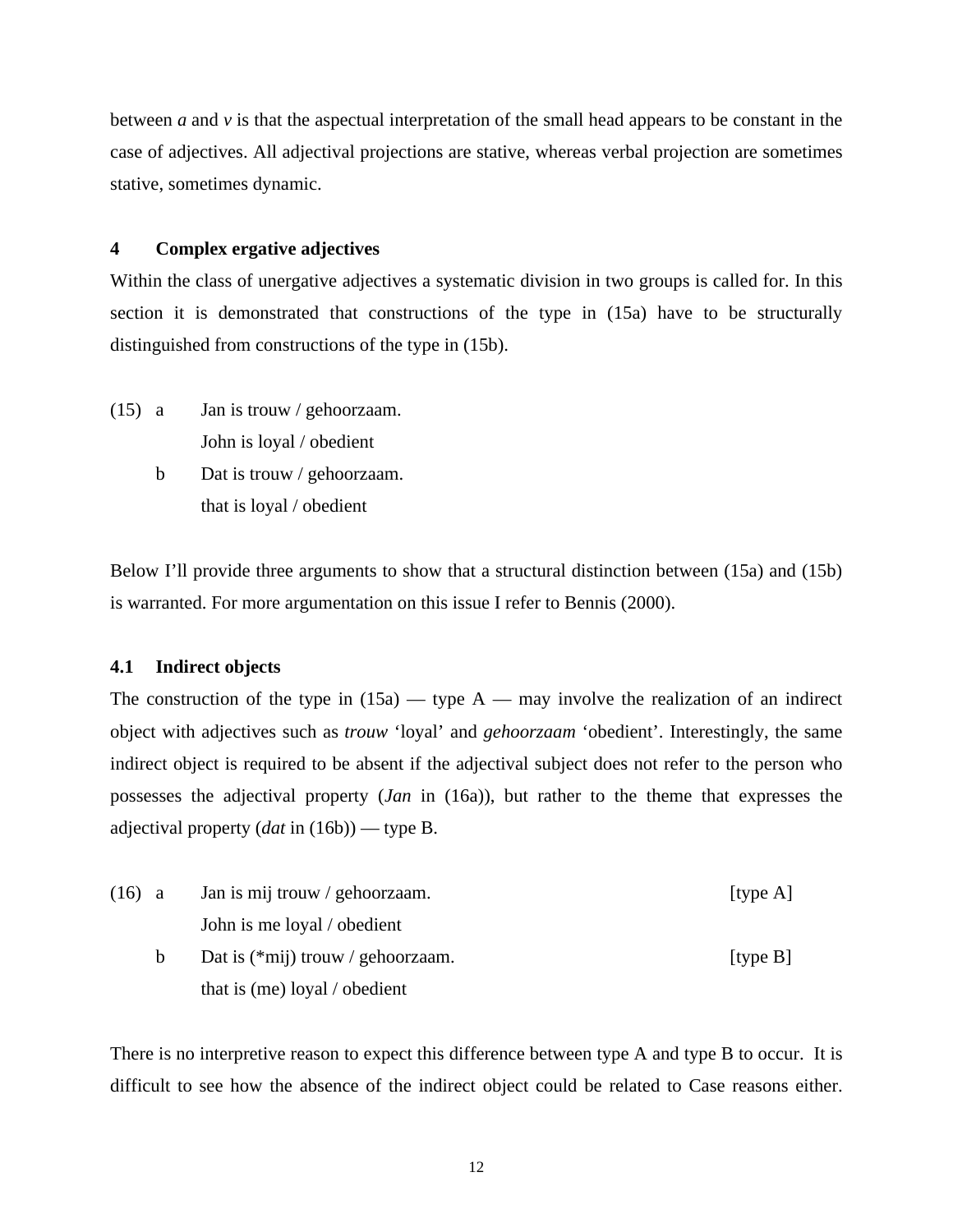between *a* and *v* is that the aspectual interpretation of the small head appears to be constant in the case of adjectives. All adjectival projections are stative, whereas verbal projection are sometimes stative, sometimes dynamic.

## 4 Complex ergative adjectives

Within the class of unergative adjectives a systematic division in two groups is called for. In this section it is demonstrated that constructions of the type in (15a) have to be structurally distinguished from constructions of the type in (15b).

(15) a Jan is trouw / gehoorzaam.
John is loyal / obedient

b Dat is trouw / gehoorzaam.
that is loyal / obedient

Below I'll provide three arguments to show that a structural distinction between (15a) and (15b) is warranted. For more argumentation on this issue I refer to Bennis (2000).

### 4.1 Indirect objects

The construction of the type in (15a) — type A — may involve the realization of an indirect object with adjectives such as *trouw* 'loyal' and *gehoorzaam* 'obedient'. Interestingly, the same indirect object is required to be absent if the adjectival subject does not refer to the person who possesses the adjectival property (*Jan* in (16a)), but rather to the theme that expresses the adjectival property (*dat* in (16b)) — type B.

(16) a Jan is mij trouw / gehoorzaam. [type A]
John is me loyal / obedient

b Dat is (*mij) trouw / gehoorzaam. [type B]
that is (me) loyal / obedient

There is no interpretive reason to expect this difference between type A and type B to occur. It is difficult to see how the absence of the indirect object could be related to Case reasons either.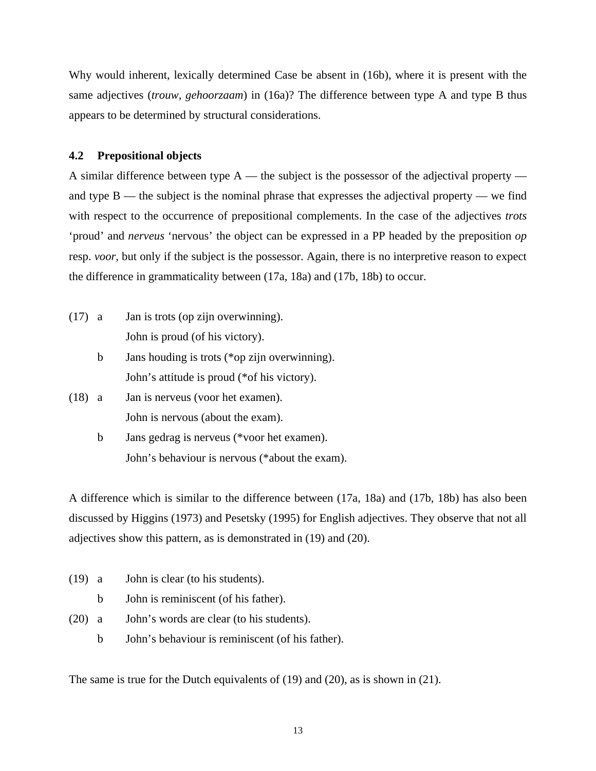Why would inherent, lexically determined Case be absent in (16b), where it is present with the same adjectives (*trouw, gehoorzaam*) in (16a)? The difference between type A and type B thus appears to be determined by structural considerations.

### 4.2 Prepositional objects

A similar difference between type A — the subject is the possessor of the adjectival property — and type B — the subject is the nominal phrase that expresses the adjectival property — we find with respect to the occurrence of prepositional complements. In the case of the adjectives *trots* 'proud' and *nerveus* 'nervous' the object can be expressed in a PP headed by the preposition *op* resp. *voor*, but only if the subject is the possessor. Again, there is no interpretive reason to expect the difference in grammaticality between (17a, 18a) and (17b, 18b) to occur.

(17) a Jan is trots (op zijn overwinning).
John is proud (of his victory).

b Jans houding is trots (*op zijn overwinning).
John's attitude is proud (*of his victory).

(18) a Jan is nerveus (voor het examen).
John is nervous (about the exam).

b Jans gedrag is nerveus (*voor het examen).
John's behaviour is nervous (*about the exam).

A difference which is similar to the difference between (17a, 18a) and (17b, 18b) has also been discussed by Higgins (1973) and Pesetsky (1995) for English adjectives. They observe that not all adjectives show this pattern, as is demonstrated in (19) and (20).

(19) a John is clear (to his students).

b John is reminiscent (of his father).

(20) a John's words are clear (to his students).

b John's behaviour is reminiscent (of his father).

The same is true for the Dutch equivalents of (19) and (20), as is shown in (21).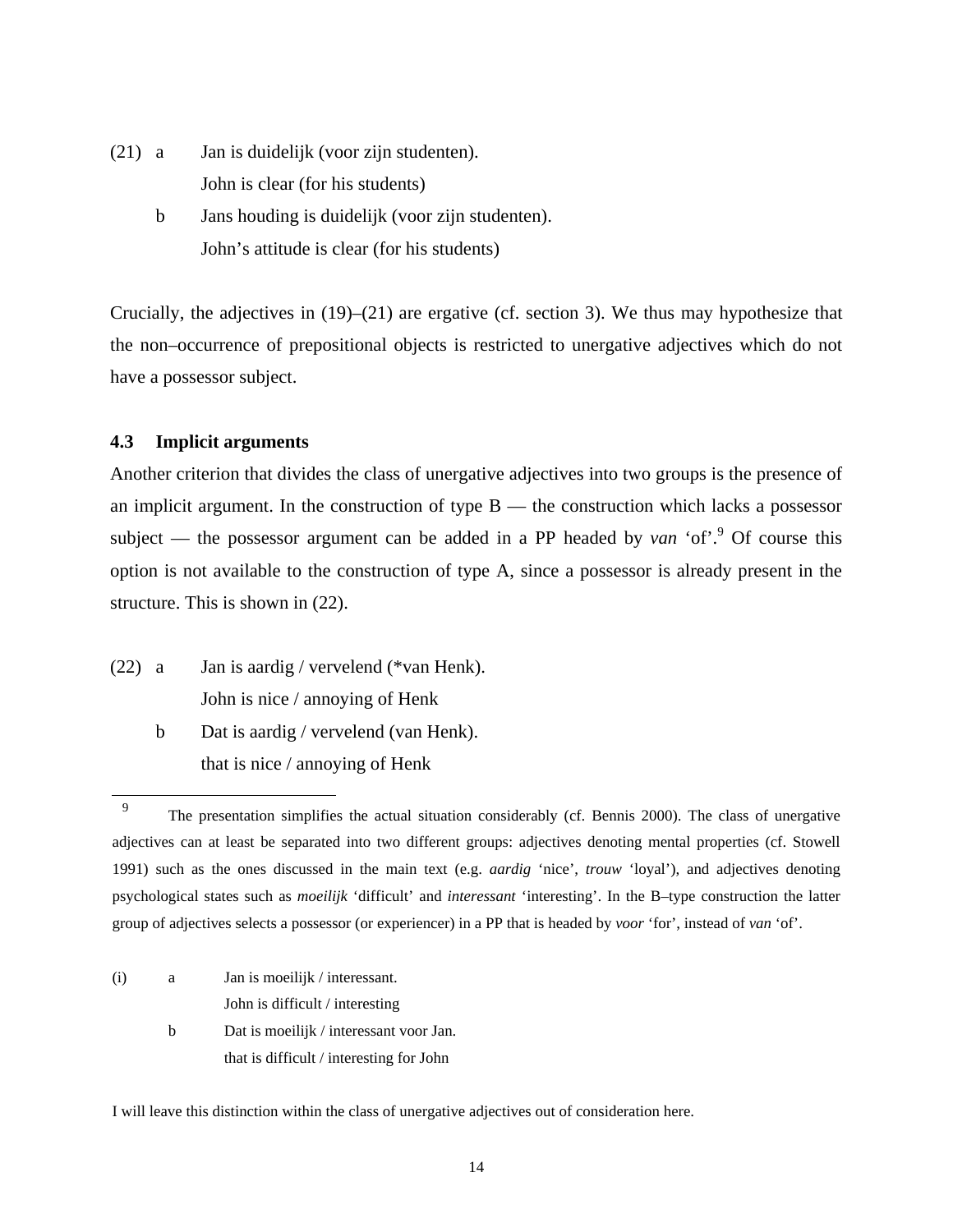(21) a  Jan is duidelijk (voor zijn studenten).
    John is clear (for his students)

  b  Jans houding is duidelijk (voor zijn studenten).
    John's attitude is clear (for his students)

Crucially, the adjectives in (19)–(21) are ergative (cf. section 3). We thus may hypothesize that the non–occurrence of prepositional objects is restricted to unergative adjectives which do not have a possessor subject.

### 4.3 Implicit arguments

Another criterion that divides the class of unergative adjectives into two groups is the presence of an implicit argument. In the construction of type B — the construction which lacks a possessor subject — the possessor argument can be added in a PP headed by *van* 'of'.[9] Of course this option is not available to the construction of type A, since a possessor is already present in the structure. This is shown in (22).

(22) a  Jan is aardig / vervelend (*van Henk).
    John is nice / annoying of Henk

  b  Dat is aardig / vervelend (van Henk).
    that is nice / annoying of Henk

---

[9] The presentation simplifies the actual situation considerably (cf. Bennis 2000). The class of unergative adjectives can at least be separated into two different groups: adjectives denoting mental properties (cf. Stowell 1991) such as the ones discussed in the main text (e.g. *aardig* 'nice', *trouw* 'loyal'), and adjectives denoting psychological states such as *moeilijk* 'difficult' and *interessant* 'interesting'. In the B–type construction the latter group of adjectives selects a possessor (or experiencer) in a PP that is headed by *voor* 'for', instead of *van* 'of'.

(i) a  Jan is moeilijk / interessant.
    John is difficult / interesting

  b  Dat is moeilijk / interessant voor Jan.
    that is difficult / interesting for John

I will leave this distinction within the class of unergative adjectives out of consideration here.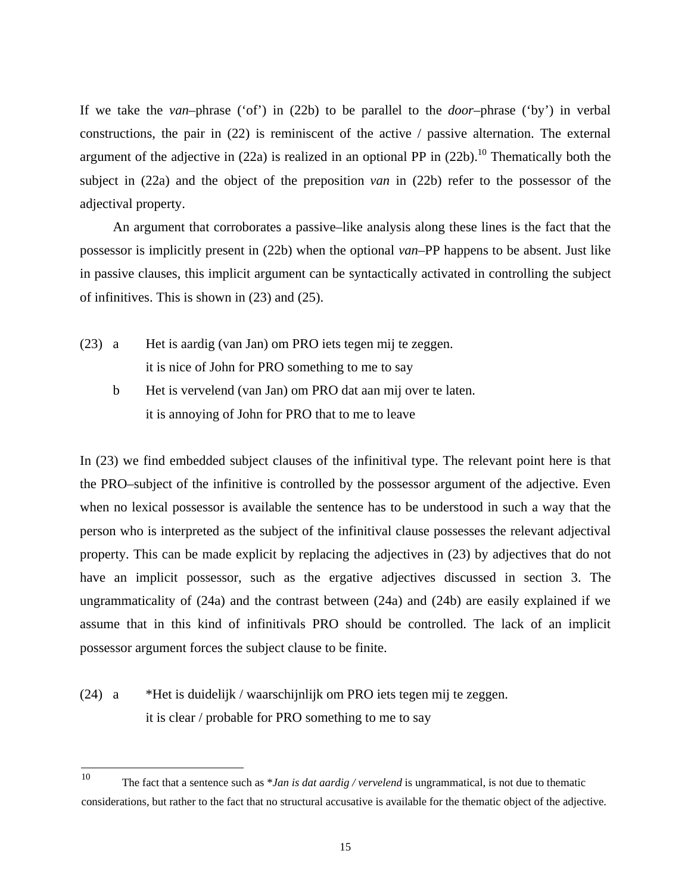If we take the *van*–phrase ('of') in (22b) to be parallel to the *door*–phrase ('by') in verbal constructions, the pair in (22) is reminiscent of the active / passive alternation. The external argument of the adjective in (22a) is realized in an optional PP in (22b).[10] Thematically both the subject in (22a) and the object of the preposition *van* in (22b) refer to the possessor of the adjectival property.

An argument that corroborates a passive–like analysis along these lines is the fact that the possessor is implicitly present in (22b) when the optional *van*–PP happens to be absent. Just like in passive clauses, this implicit argument can be syntactically activated in controlling the subject of infinitives. This is shown in (23) and (25).

(23) a Het is aardig (van Jan) om PRO iets tegen mij te zeggen.
it is nice of John for PRO something to me to say

b Het is vervelend (van Jan) om PRO dat aan mij over te laten.
it is annoying of John for PRO that to me to leave

In (23) we find embedded subject clauses of the infinitival type. The relevant point here is that the PRO–subject of the infinitive is controlled by the possessor argument of the adjective. Even when no lexical possessor is available the sentence has to be understood in such a way that the person who is interpreted as the subject of the infinitival clause possesses the relevant adjectival property. This can be made explicit by replacing the adjectives in (23) by adjectives that do not have an implicit possessor, such as the ergative adjectives discussed in section 3. The ungrammaticality of (24a) and the contrast between (24a) and (24b) are easily explained if we assume that in this kind of infinitivals PRO should be controlled. The lack of an implicit possessor argument forces the subject clause to be finite.

(24) a *Het is duidelijk / waarschijnlijk om PRO iets tegen mij te zeggen.
it is clear / probable for PRO something to me to say

---

[10] The fact that a sentence such as **Jan is dat aardig / vervelend* is ungrammatical, is not due to thematic considerations, but rather to the fact that no structural accusative is available for the thematic object of the adjective.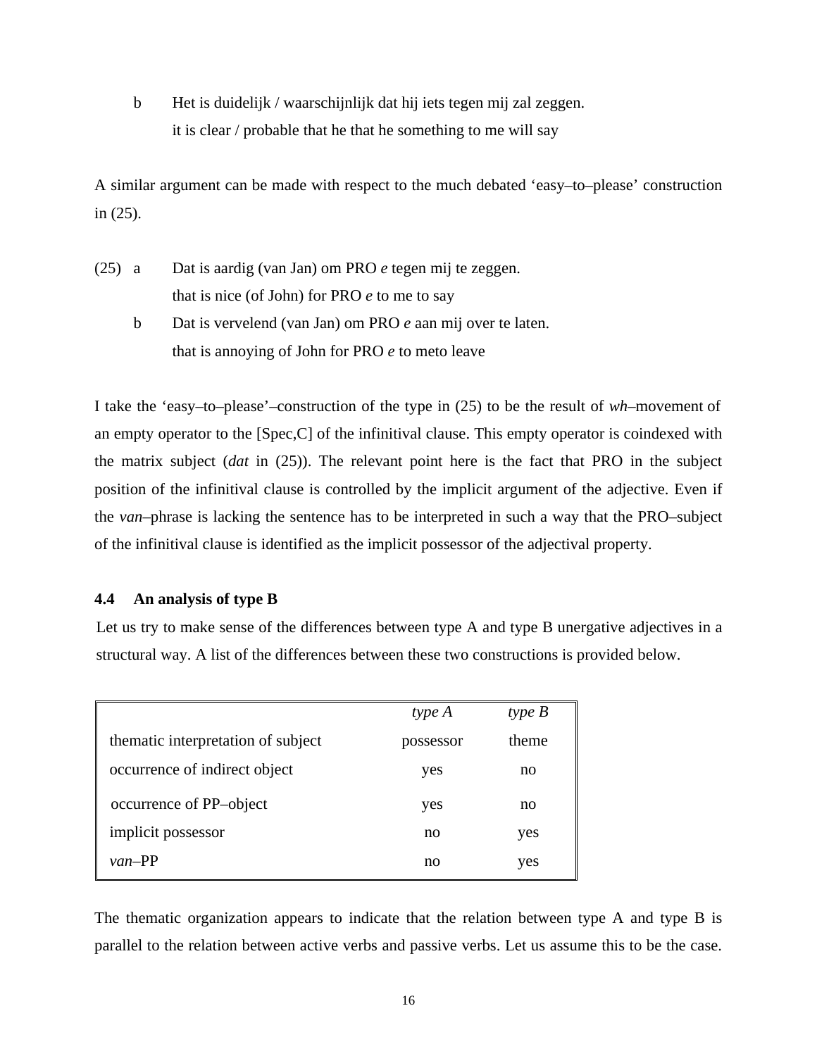b Het is duidelijk / waarschijnlijk dat hij iets tegen mij zal zeggen.
  it is clear / probable that he that he something to me will say

A similar argument can be made with respect to the much debated 'easy–to–please' construction in (25).

(25) a Dat is aardig (van Jan) om PRO *e* tegen mij te zeggen.
  that is nice (of John) for PRO *e* to me to say

  b Dat is vervelend (van Jan) om PRO *e* aan mij over te laten.
  that is annoying of John for PRO *e* to meto leave

I take the 'easy–to–please'–construction of the type in (25) to be the result of *wh*–movement of an empty operator to the [Spec,C] of the infinitival clause. This empty operator is coindexed with the matrix subject (*dat* in (25)). The relevant point here is the fact that PRO in the subject position of the infinitival clause is controlled by the implicit argument of the adjective. Even if the *van*–phrase is lacking the sentence has to be interpreted in such a way that the PRO–subject of the infinitival clause is identified as the implicit possessor of the adjectival property.

### 4.4 An analysis of type B

Let us try to make sense of the differences between type A and type B unergative adjectives in a structural way. A list of the differences between these two constructions is provided below.

| | *type A* | *type B* |
|---|---|---|
| thematic interpretation of subject | possessor | theme |
| occurrence of indirect object | yes | no |
| occurrence of PP–object | yes | no |
| implicit possessor | no | yes |
| *van*–PP | no | yes |

The thematic organization appears to indicate that the relation between type A and type B is parallel to the relation between active verbs and passive verbs. Let us assume this to be the case.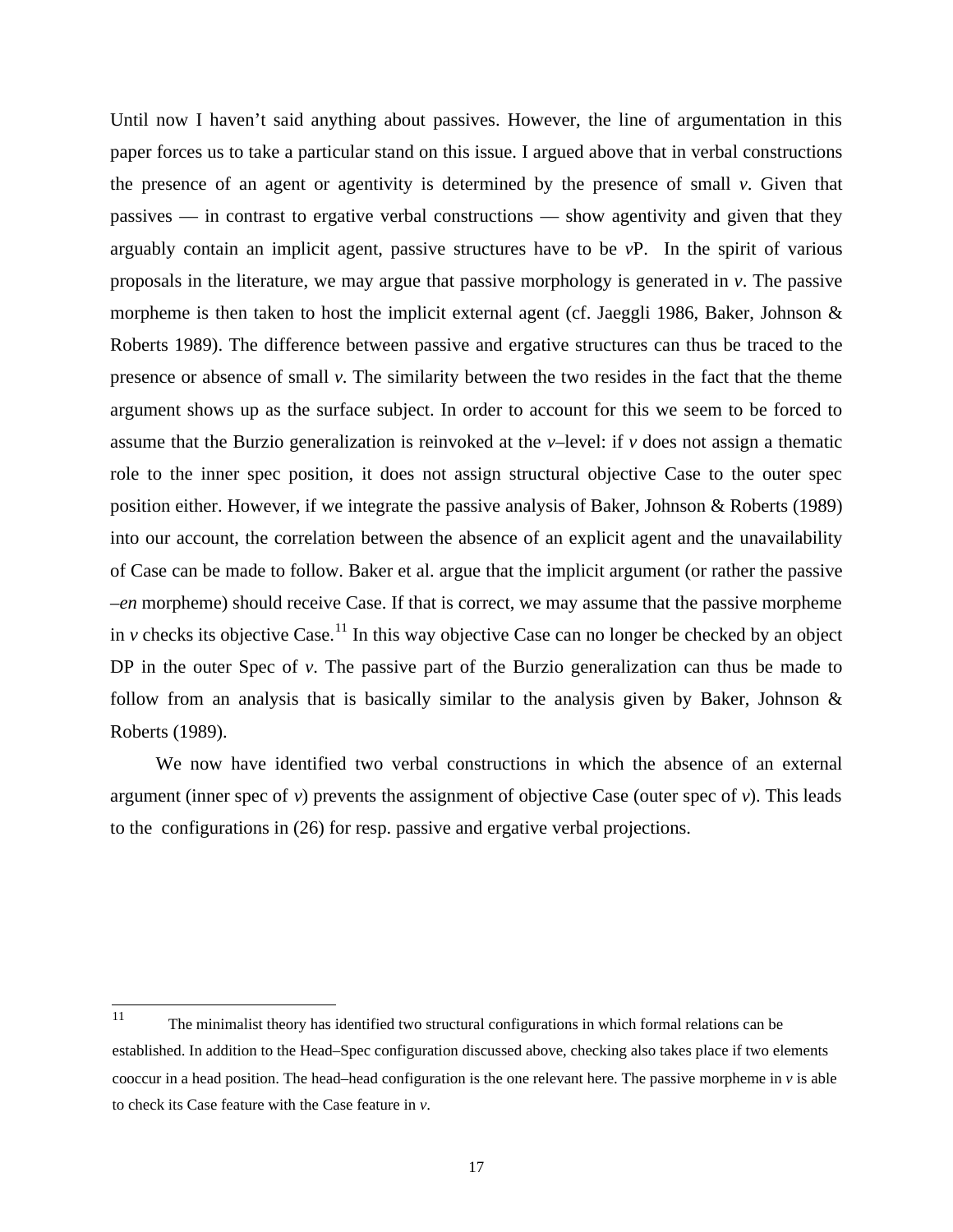Until now I haven't said anything about passives. However, the line of argumentation in this paper forces us to take a particular stand on this issue. I argued above that in verbal constructions the presence of an agent or agentivity is determined by the presence of small *v*. Given that passives — in contrast to ergative verbal constructions — show agentivity and given that they arguably contain an implicit agent, passive structures have to be *v*P.  In the spirit of various proposals in the literature, we may argue that passive morphology is generated in *v*. The passive morpheme is then taken to host the implicit external agent (cf. Jaeggli 1986, Baker, Johnson & Roberts 1989). The difference between passive and ergative structures can thus be traced to the presence or absence of small *v*. The similarity between the two resides in the fact that the theme argument shows up as the surface subject. In order to account for this we seem to be forced to assume that the Burzio generalization is reinvoked at the *v*–level: if *v* does not assign a thematic role to the inner spec position, it does not assign structural objective Case to the outer spec position either. However, if we integrate the passive analysis of Baker, Johnson & Roberts (1989) into our account, the correlation between the absence of an explicit agent and the unavailability of Case can be made to follow. Baker et al. argue that the implicit argument (or rather the passive *–en* morpheme) should receive Case. If that is correct, we may assume that the passive morpheme in *v* checks its objective Case.[11] In this way objective Case can no longer be checked by an object DP in the outer Spec of *v*. The passive part of the Burzio generalization can thus be made to follow from an analysis that is basically similar to the analysis given by Baker, Johnson & Roberts (1989).

We now have identified two verbal constructions in which the absence of an external argument (inner spec of *v*) prevents the assignment of objective Case (outer spec of *v*). This leads to the configurations in (26) for resp. passive and ergative verbal projections.

---

[11] The minimalist theory has identified two structural configurations in which formal relations can be established. In addition to the Head–Spec configuration discussed above, checking also takes place if two elements cooccur in a head position. The head–head configuration is the one relevant here. The passive morpheme in *v* is able to check its Case feature with the Case feature in *v*.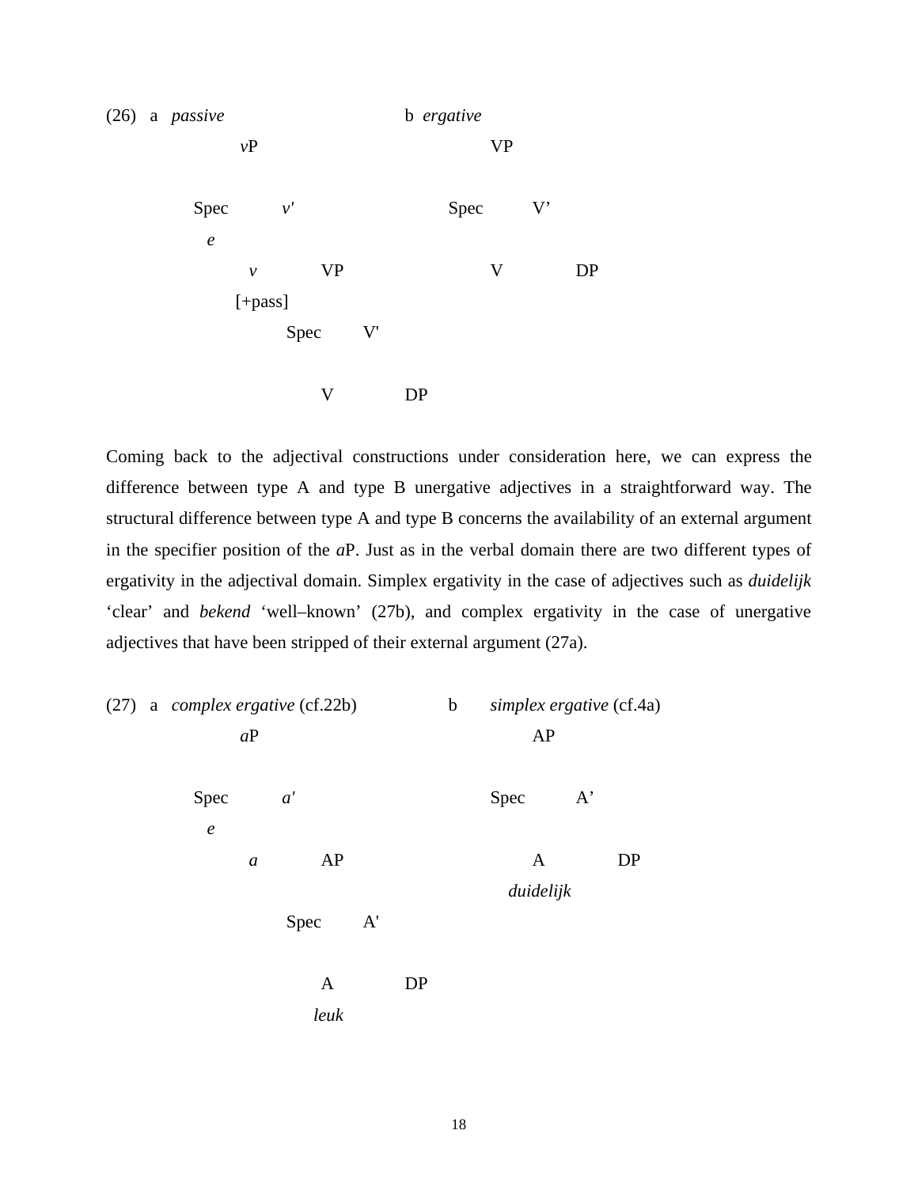(26) a *passive* b *ergative*

```
        vP                          VP

    Spec      v'              Spec      V'
     e
          v        VP              V         DP
       [+pass]
              Spec      V'

                    V        DP
```

Coming back to the adjectival constructions under consideration here, we can express the difference between type A and type B unergative adjectives in a straightforward way. The structural difference between type A and type B concerns the availability of an external argument in the specifier position of the *a*P. Just as in the verbal domain there are two different types of ergativity in the adjectival domain. Simplex ergativity in the case of adjectives such as *duidelijk* 'clear' and *bekend* 'well–known' (27b), and complex ergativity in the case of unergative adjectives that have been stripped of their external argument (27a).

(27) a *complex ergative* (cf.22b) b *simplex ergative* (cf.4a)

```
        aP                               AP

    Spec      a'                    Spec      A'
     e
          a        AP                    A         DP
                                      duidelijk
              Spec      A'

                    A        DP
                   leuk
```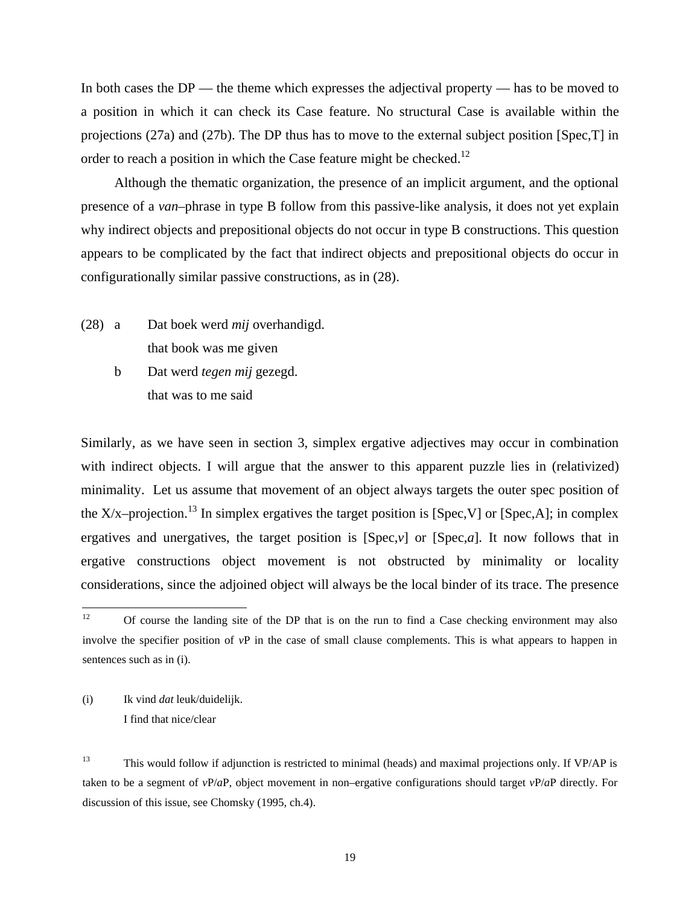In both cases the DP — the theme which expresses the adjectival property — has to be moved to a position in which it can check its Case feature. No structural Case is available within the projections (27a) and (27b). The DP thus has to move to the external subject position [Spec,T] in order to reach a position in which the Case feature might be checked.[12]

Although the thematic organization, the presence of an implicit argument, and the optional presence of a *van*–phrase in type B follow from this passive-like analysis, it does not yet explain why indirect objects and prepositional objects do not occur in type B constructions. This question appears to be complicated by the fact that indirect objects and prepositional objects do occur in configurationally similar passive constructions, as in (28).

(28) a Dat boek werd *mij* overhandigd.
that book was me given

b Dat werd *tegen mij* gezegd.
that was to me said

Similarly, as we have seen in section 3, simplex ergative adjectives may occur in combination with indirect objects. I will argue that the answer to this apparent puzzle lies in (relativized) minimality. Let us assume that movement of an object always targets the outer spec position of the X/x–projection.[13] In simplex ergatives the target position is [Spec,V] or [Spec,A]; in complex ergatives and unergatives, the target position is [Spec,*v*] or [Spec,*a*]. It now follows that in ergative constructions object movement is not obstructed by minimality or locality considerations, since the adjoined object will always be the local binder of its trace. The presence

---

[12] Of course the landing site of the DP that is on the run to find a Case checking environment may also involve the specifier position of *v*P in the case of small clause complements. This is what appears to happen in sentences such as in (i).

(i) Ik vind *dat* leuk/duidelijk.
I find that nice/clear

[13] This would follow if adjunction is restricted to minimal (heads) and maximal projections only. If VP/AP is taken to be a segment of *v*P/*a*P, object movement in non–ergative configurations should target *v*P/*a*P directly. For discussion of this issue, see Chomsky (1995, ch.4).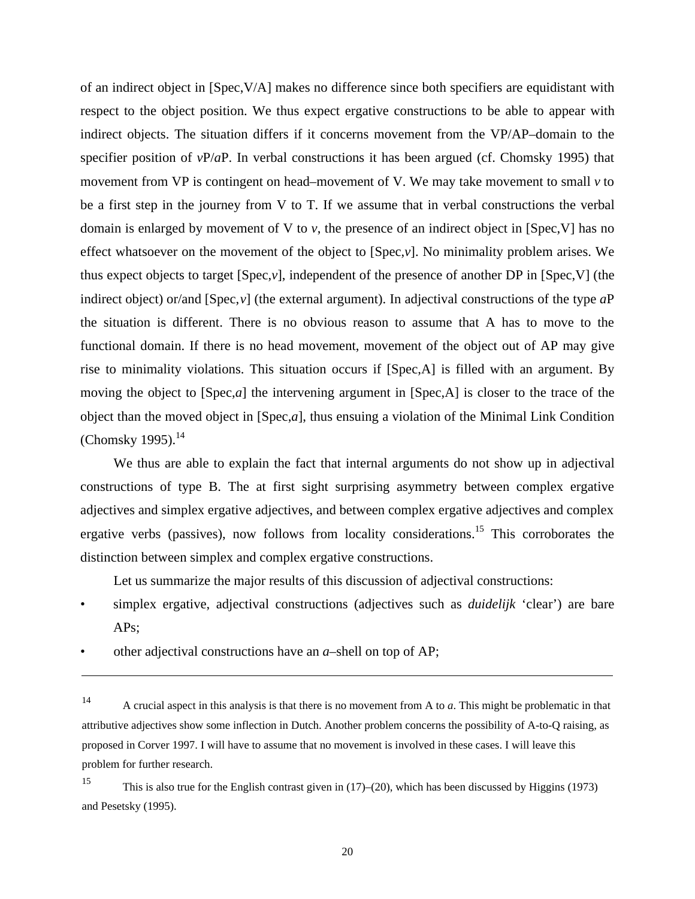of an indirect object in [Spec,V/A] makes no difference since both specifiers are equidistant with respect to the object position. We thus expect ergative constructions to be able to appear with indirect objects. The situation differs if it concerns movement from the VP/AP–domain to the specifier position of *v*P/*a*P. In verbal constructions it has been argued (cf. Chomsky 1995) that movement from VP is contingent on head–movement of V. We may take movement to small *v* to be a first step in the journey from V to T. If we assume that in verbal constructions the verbal domain is enlarged by movement of V to *v*, the presence of an indirect object in [Spec,V] has no effect whatsoever on the movement of the object to [Spec,*v*]. No minimality problem arises. We thus expect objects to target [Spec,*v*], independent of the presence of another DP in [Spec,V] (the indirect object) or/and [Spec,*v*] (the external argument). In adjectival constructions of the type *a*P the situation is different. There is no obvious reason to assume that A has to move to the functional domain. If there is no head movement, movement of the object out of AP may give rise to minimality violations. This situation occurs if [Spec,A] is filled with an argument. By moving the object to [Spec,*a*] the intervening argument in [Spec,A] is closer to the trace of the object than the moved object in [Spec,*a*], thus ensuing a violation of the Minimal Link Condition (Chomsky 1995).[14]

We thus are able to explain the fact that internal arguments do not show up in adjectival constructions of type B. The at first sight surprising asymmetry between complex ergative adjectives and simplex ergative adjectives, and between complex ergative adjectives and complex ergative verbs (passives), now follows from locality considerations.[15] This corroborates the distinction between simplex and complex ergative constructions.

Let us summarize the major results of this discussion of adjectival constructions:

- simplex ergative, adjectival constructions (adjectives such as *duidelijk* 'clear') are bare APs;
- other adjectival constructions have an *a*–shell on top of AP;

---

[14] A crucial aspect in this analysis is that there is no movement from A to *a*. This might be problematic in that attributive adjectives show some inflection in Dutch. Another problem concerns the possibility of A-to-Q raising, as proposed in Corver 1997. I will have to assume that no movement is involved in these cases. I will leave this problem for further research.

[15] This is also true for the English contrast given in (17)–(20), which has been discussed by Higgins (1973) and Pesetsky (1995).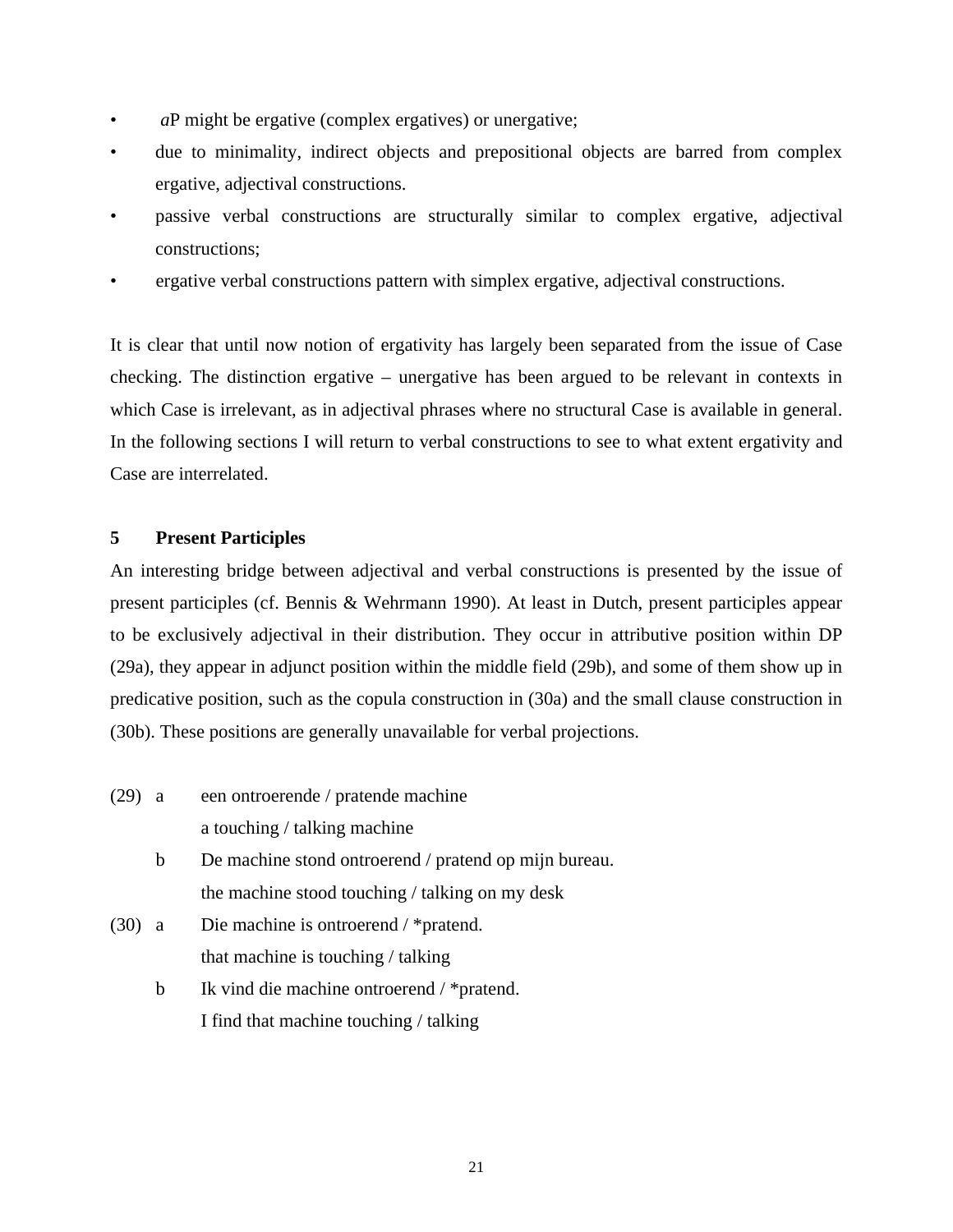- *a*P might be ergative (complex ergatives) or unergative;
- due to minimality, indirect objects and prepositional objects are barred from complex ergative, adjectival constructions.
- passive verbal constructions are structurally similar to complex ergative, adjectival constructions;
- ergative verbal constructions pattern with simplex ergative, adjectival constructions.

It is clear that until now notion of ergativity has largely been separated from the issue of Case checking. The distinction ergative – unergative has been argued to be relevant in contexts in which Case is irrelevant, as in adjectival phrases where no structural Case is available in general. In the following sections I will return to verbal constructions to see to what extent ergativity and Case are interrelated.

## 5 Present Participles

An interesting bridge between adjectival and verbal constructions is presented by the issue of present participles (cf. Bennis & Wehrmann 1990). At least in Dutch, present participles appear to be exclusively adjectival in their distribution. They occur in attributive position within DP (29a), they appear in adjunct position within the middle field (29b), and some of them show up in predicative position, such as the copula construction in (30a) and the small clause construction in (30b). These positions are generally unavailable for verbal projections.

(29) a een ontroerende / pratende machine
  a touching / talking machine
 b De machine stond ontroerend / pratend op mijn bureau.
  the machine stood touching / talking on my desk

(30) a Die machine is ontroerend / *pratend.
  that machine is touching / talking
 b Ik vind die machine ontroerend / *pratend.
  I find that machine touching / talking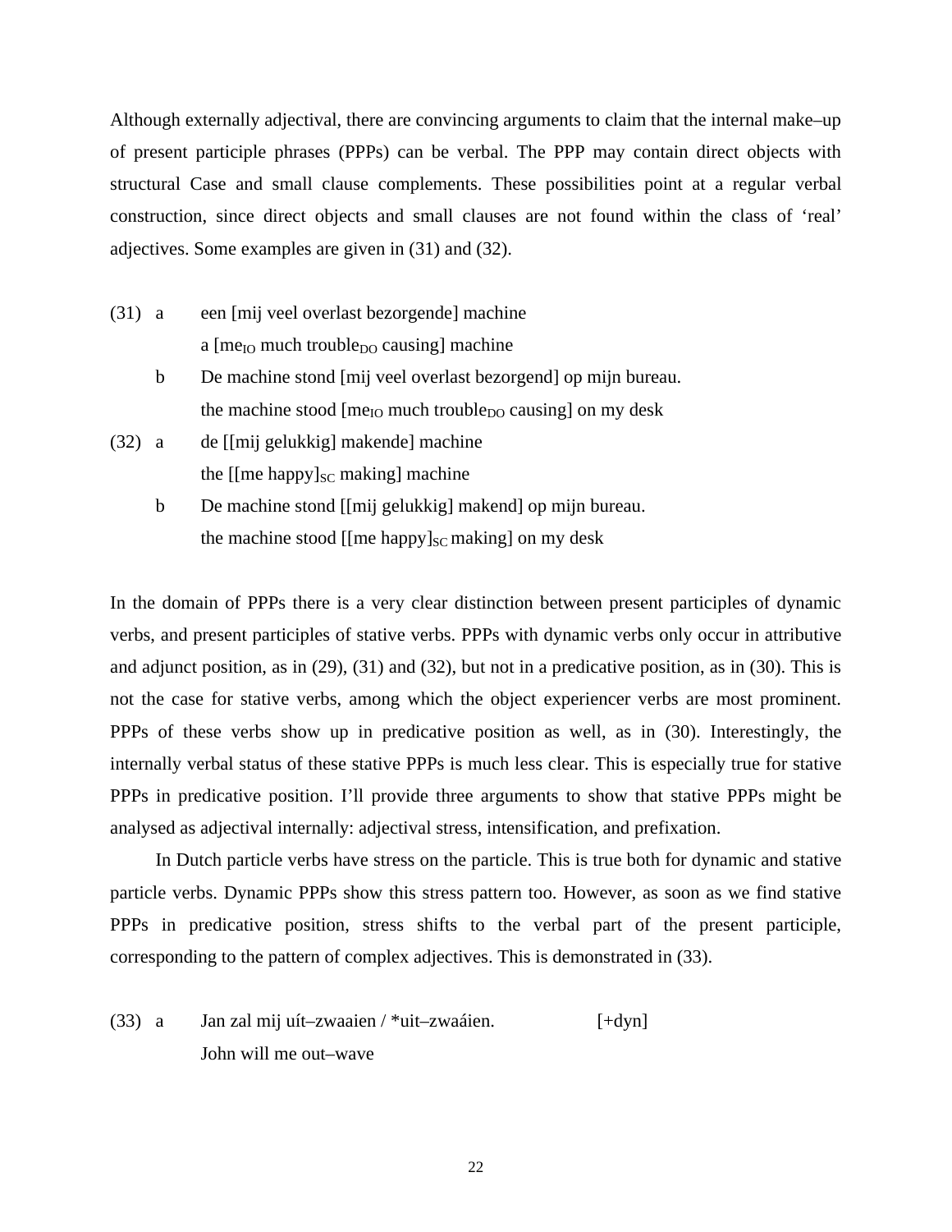Although externally adjectival, there are convincing arguments to claim that the internal make–up of present participle phrases (PPPs) can be verbal. The PPP may contain direct objects with structural Case and small clause complements. These possibilities point at a regular verbal construction, since direct objects and small clauses are not found within the class of 'real' adjectives. Some examples are given in (31) and (32).

(31) a  een [mij veel overlast bezorgende] machine
  a [me$_{IO}$ much trouble$_{DO}$ causing] machine

b  De machine stond [mij veel overlast bezorgend] op mijn bureau.
  the machine stood [me$_{IO}$ much trouble$_{DO}$ causing] on my desk

(32) a  de [[mij gelukkig] makende] machine
  the [[me happy]$_{SC}$ making] machine

b  De machine stond [[mij gelukkig] makend] op mijn bureau.
  the machine stood [[me happy]$_{SC}$ making] on my desk

In the domain of PPPs there is a very clear distinction between present participles of dynamic verbs, and present participles of stative verbs. PPPs with dynamic verbs only occur in attributive and adjunct position, as in (29), (31) and (32), but not in a predicative position, as in (30). This is not the case for stative verbs, among which the object experiencer verbs are most prominent. PPPs of these verbs show up in predicative position as well, as in (30). Interestingly, the internally verbal status of these stative PPPs is much less clear. This is especially true for stative PPPs in predicative position. I'll provide three arguments to show that stative PPPs might be analysed as adjectival internally: adjectival stress, intensification, and prefixation.

In Dutch particle verbs have stress on the particle. This is true both for dynamic and stative particle verbs. Dynamic PPPs show this stress pattern too. However, as soon as we find stative PPPs in predicative position, stress shifts to the verbal part of the present participle, corresponding to the pattern of complex adjectives. This is demonstrated in (33).

(33) a  Jan zal mij uít–zwaaien / *uit–zwaáien.  [+dyn]
  John will me out–wave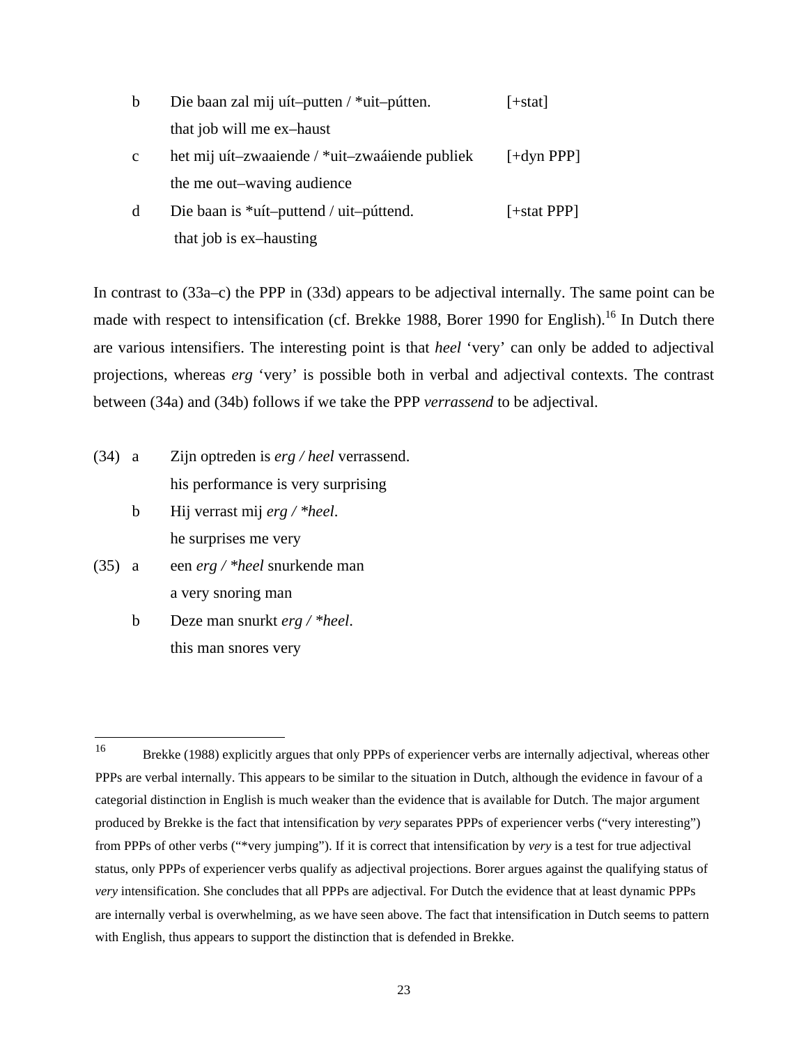b  Die baan zal mij uít–putten / *uit–pútten.  [+stat]
   that job will me ex–haust

c  het mij uít–zwaaiende / *uit–zwaáiende publiek  [+dyn PPP]
   the me out–waving audience

d  Die baan is *uít–puttend / uit–púttend.  [+stat PPP]
   that job is ex–hausting

In contrast to (33a–c) the PPP in (33d) appears to be adjectival internally. The same point can be made with respect to intensification (cf. Brekke 1988, Borer 1990 for English).[16] In Dutch there are various intensifiers. The interesting point is that *heel* 'very' can only be added to adjectival projections, whereas *erg* 'very' is possible both in verbal and adjectival contexts. The contrast between (34a) and (34b) follows if we take the PPP *verrassend* to be adjectival.

(34) a  Zijn optreden is *erg / heel* verrassend.
        his performance is very surprising

     b  Hij verrast mij *erg / *heel*.
        he surprises me very

(35) a  een *erg / *heel* snurkende man
        a very snoring man

     b  Deze man snurkt *erg / *heel*.
        this man snores very

---

[16] Brekke (1988) explicitly argues that only PPPs of experiencer verbs are internally adjectival, whereas other PPPs are verbal internally. This appears to be similar to the situation in Dutch, although the evidence in favour of a categorial distinction in English is much weaker than the evidence that is available for Dutch. The major argument produced by Brekke is the fact that intensification by *very* separates PPPs of experiencer verbs ("very interesting") from PPPs of other verbs ("*very jumping"). If it is correct that intensification by *very* is a test for true adjectival status, only PPPs of experiencer verbs qualify as adjectival projections. Borer argues against the qualifying status of *very* intensification. She concludes that all PPPs are adjectival. For Dutch the evidence that at least dynamic PPPs are internally verbal is overwhelming, as we have seen above. The fact that intensification in Dutch seems to pattern with English, thus appears to support the distinction that is defended in Brekke.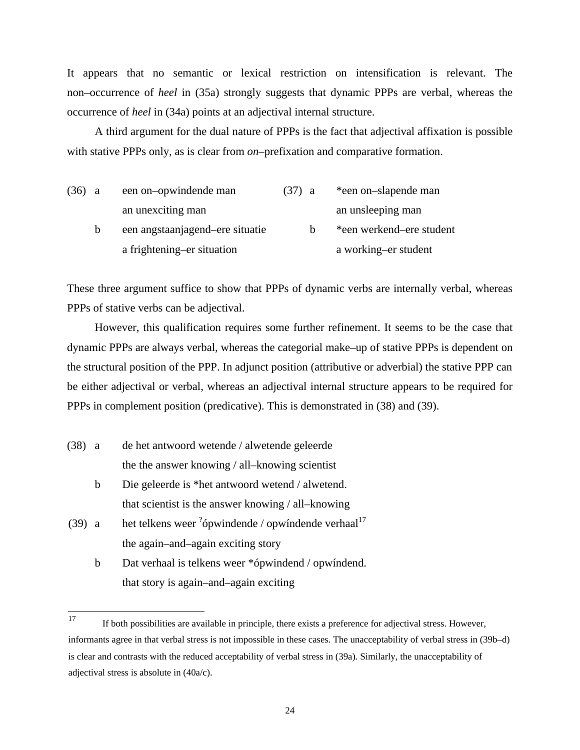It appears that no semantic or lexical restriction on intensification is relevant. The non–occurrence of *heel* in (35a) strongly suggests that dynamic PPPs are verbal, whereas the occurrence of *heel* in (34a) points at an adjectival internal structure.

A third argument for the dual nature of PPPs is the fact that adjectival affixation is possible with stative PPPs only, as is clear from *on*–prefixation and comparative formation.

(36) a een on–opwindende man
an unexciting man

b een angstaanjagend–ere situatie
a frightening–er situation

(37) a *een on–slapende man
an unsleeping man

b *een werkend–ere student
a working–er student

These three argument suffice to show that PPPs of dynamic verbs are internally verbal, whereas PPPs of stative verbs can be adjectival.

However, this qualification requires some further refinement. It seems to be the case that dynamic PPPs are always verbal, whereas the categorial make–up of stative PPPs is dependent on the structural position of the PPP. In adjunct position (attributive or adverbial) the stative PPP can be either adjectival or verbal, whereas an adjectival internal structure appears to be required for PPPs in complement position (predicative). This is demonstrated in (38) and (39).

(38) a de het antwoord wetende / alwetende geleerde
the the answer knowing / all–knowing scientist

b Die geleerde is *het antwoord wetend / alwetend.
that scientist is the answer knowing / all–knowing

(39) a het telkens weer ?ópwindende / opwíndende verhaal[17]
the again–and–again exciting story

b Dat verhaal is telkens weer *ópwindend / opwíndend.
that story is again–and–again exciting

---

[17] If both possibilities are available in principle, there exists a preference for adjectival stress. However, informants agree in that verbal stress is not impossible in these cases. The unacceptability of verbal stress in (39b–d) is clear and contrasts with the reduced acceptability of verbal stress in (39a). Similarly, the unacceptability of adjectival stress is absolute in (40a/c).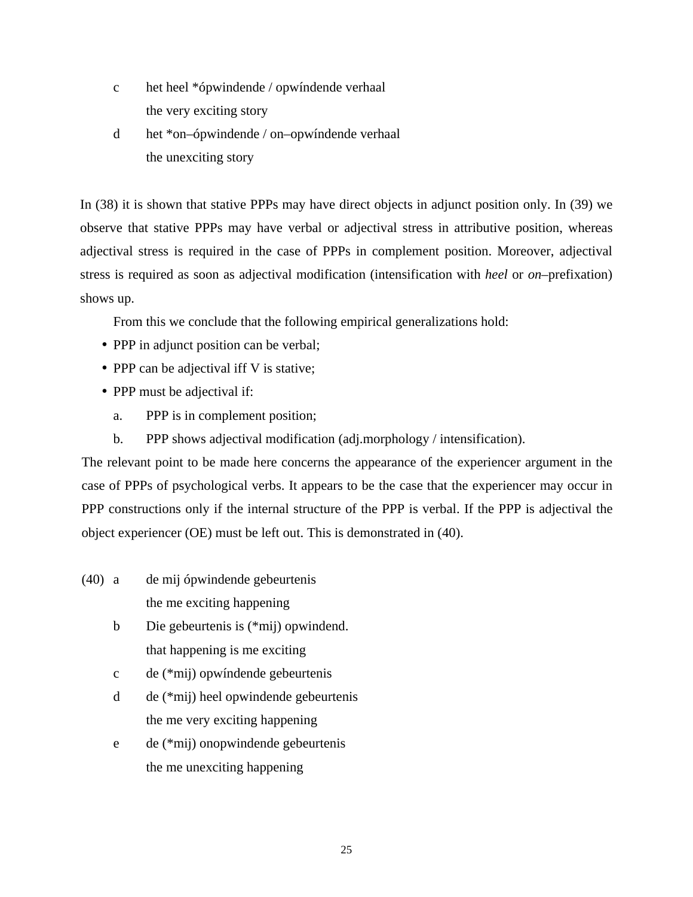c het heel *ópwindende / opwíndende verhaal
  the very exciting story

d het *on–ópwindende / on–opwíndende verhaal
  the unexciting story

In (38) it is shown that stative PPPs may have direct objects in adjunct position only. In (39) we observe that stative PPPs may have verbal or adjectival stress in attributive position, whereas adjectival stress is required in the case of PPPs in complement position. Moreover, adjectival stress is required as soon as adjectival modification (intensification with *heel* or *on*–prefixation) shows up.

From this we conclude that the following empirical generalizations hold:

- PPP in adjunct position can be verbal;
- PPP can be adjectival iff V is stative;
- PPP must be adjectival if:
  a. PPP is in complement position;
  b. PPP shows adjectival modification (adj.morphology / intensification).

The relevant point to be made here concerns the appearance of the experiencer argument in the case of PPPs of psychological verbs. It appears to be the case that the experiencer may occur in PPP constructions only if the internal structure of the PPP is verbal. If the PPP is adjectival the object experiencer (OE) must be left out. This is demonstrated in (40).

(40) a de mij ópwindende gebeurtenis
  the me exciting happening

b Die gebeurtenis is (*mij) opwindend.
  that happening is me exciting

c de (*mij) opwíndende gebeurtenis

d de (*mij) heel opwindende gebeurtenis
  the me very exciting happening

e de (*mij) onopwindende gebeurtenis
  the me unexciting happening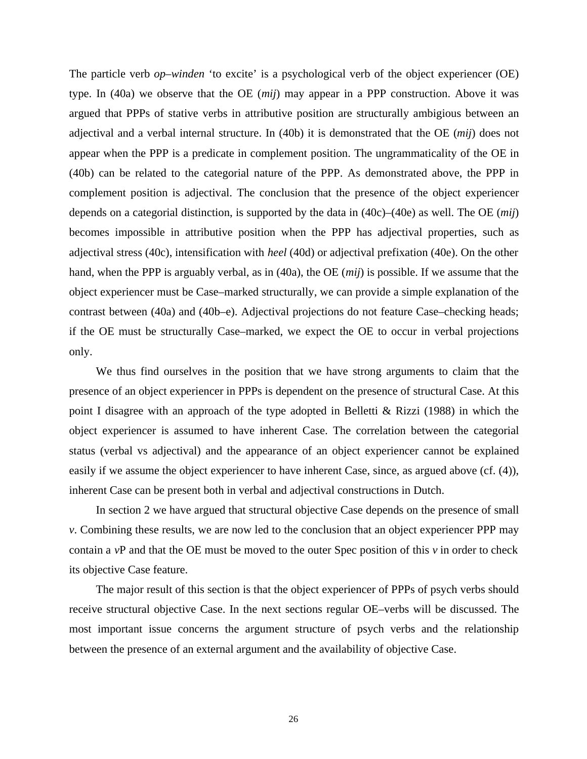The particle verb *op–winden* 'to excite' is a psychological verb of the object experiencer (OE) type. In (40a) we observe that the OE (*mij*) may appear in a PPP construction. Above it was argued that PPPs of stative verbs in attributive position are structurally ambigious between an adjectival and a verbal internal structure. In (40b) it is demonstrated that the OE (*mij*) does not appear when the PPP is a predicate in complement position. The ungrammaticality of the OE in (40b) can be related to the categorial nature of the PPP. As demonstrated above, the PPP in complement position is adjectival. The conclusion that the presence of the object experiencer depends on a categorial distinction, is supported by the data in (40c)–(40e) as well. The OE (*mij*) becomes impossible in attributive position when the PPP has adjectival properties, such as adjectival stress (40c), intensification with *heel* (40d) or adjectival prefixation (40e). On the other hand, when the PPP is arguably verbal, as in (40a), the OE (*mij*) is possible. If we assume that the object experiencer must be Case–marked structurally, we can provide a simple explanation of the contrast between (40a) and (40b–e). Adjectival projections do not feature Case–checking heads; if the OE must be structurally Case–marked, we expect the OE to occur in verbal projections only.

We thus find ourselves in the position that we have strong arguments to claim that the presence of an object experiencer in PPPs is dependent on the presence of structural Case. At this point I disagree with an approach of the type adopted in Belletti & Rizzi (1988) in which the object experiencer is assumed to have inherent Case. The correlation between the categorial status (verbal vs adjectival) and the appearance of an object experiencer cannot be explained easily if we assume the object experiencer to have inherent Case, since, as argued above (cf. (4)), inherent Case can be present both in verbal and adjectival constructions in Dutch.

In section 2 we have argued that structural objective Case depends on the presence of small *v*. Combining these results, we are now led to the conclusion that an object experiencer PPP may contain a *v*P and that the OE must be moved to the outer Spec position of this *v* in order to check its objective Case feature.

The major result of this section is that the object experiencer of PPPs of psych verbs should receive structural objective Case. In the next sections regular OE–verbs will be discussed. The most important issue concerns the argument structure of psych verbs and the relationship between the presence of an external argument and the availability of objective Case.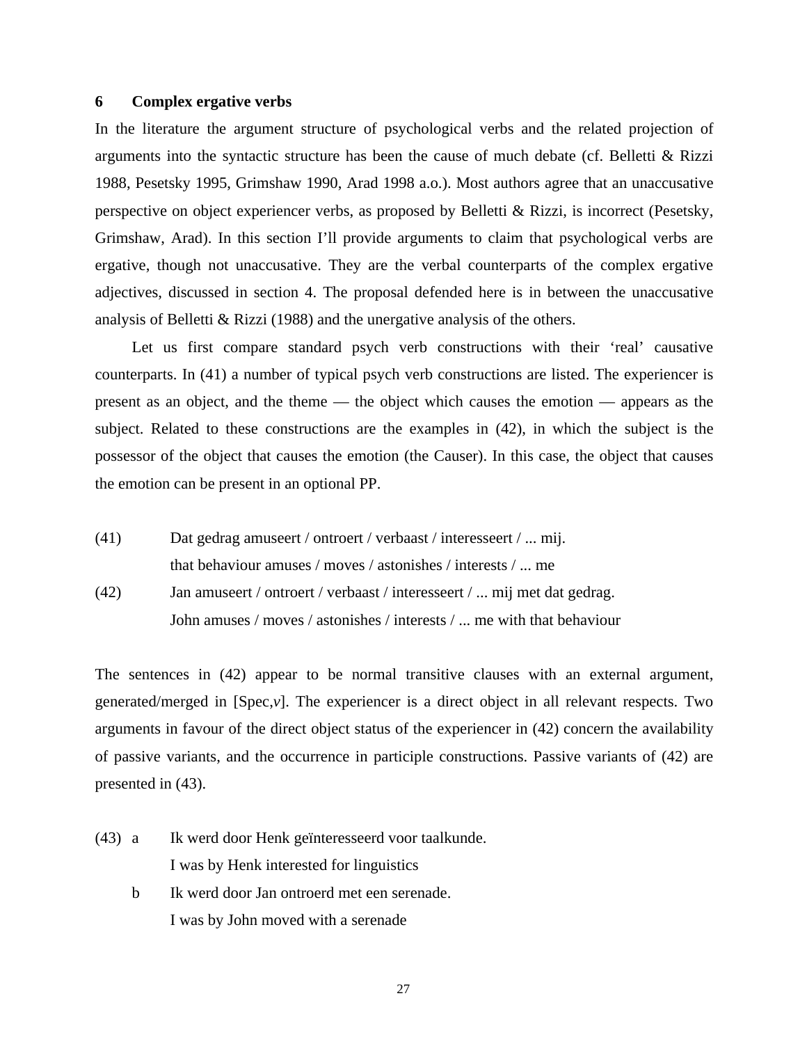## 6 Complex ergative verbs

In the literature the argument structure of psychological verbs and the related projection of arguments into the syntactic structure has been the cause of much debate (cf. Belletti & Rizzi 1988, Pesetsky 1995, Grimshaw 1990, Arad 1998 a.o.). Most authors agree that an unaccusative perspective on object experiencer verbs, as proposed by Belletti & Rizzi, is incorrect (Pesetsky, Grimshaw, Arad). In this section I'll provide arguments to claim that psychological verbs are ergative, though not unaccusative. They are the verbal counterparts of the complex ergative adjectives, discussed in section 4. The proposal defended here is in between the unaccusative analysis of Belletti & Rizzi (1988) and the unergative analysis of the others.

Let us first compare standard psych verb constructions with their 'real' causative counterparts. In (41) a number of typical psych verb constructions are listed. The experiencer is present as an object, and the theme — the object which causes the emotion — appears as the subject. Related to these constructions are the examples in (42), in which the subject is the possessor of the object that causes the emotion (the Causer). In this case, the object that causes the emotion can be present in an optional PP.

(41) Dat gedrag amuseert / ontroert / verbaast / interesseert / ... mij.
that behaviour amuses / moves / astonishes / interests / ... me

(42) Jan amuseert / ontroert / verbaast / interesseert / ... mij met dat gedrag.
John amuses / moves / astonishes / interests / ... me with that behaviour

The sentences in (42) appear to be normal transitive clauses with an external argument, generated/merged in [Spec,*v*]. The experiencer is a direct object in all relevant respects. Two arguments in favour of the direct object status of the experiencer in (42) concern the availability of passive variants, and the occurrence in participle constructions. Passive variants of (42) are presented in (43).

(43) a Ik werd door Henk geïnteresseerd voor taalkunde.
I was by Henk interested for linguistics

b Ik werd door Jan ontroerd met een serenade.
I was by John moved with a serenade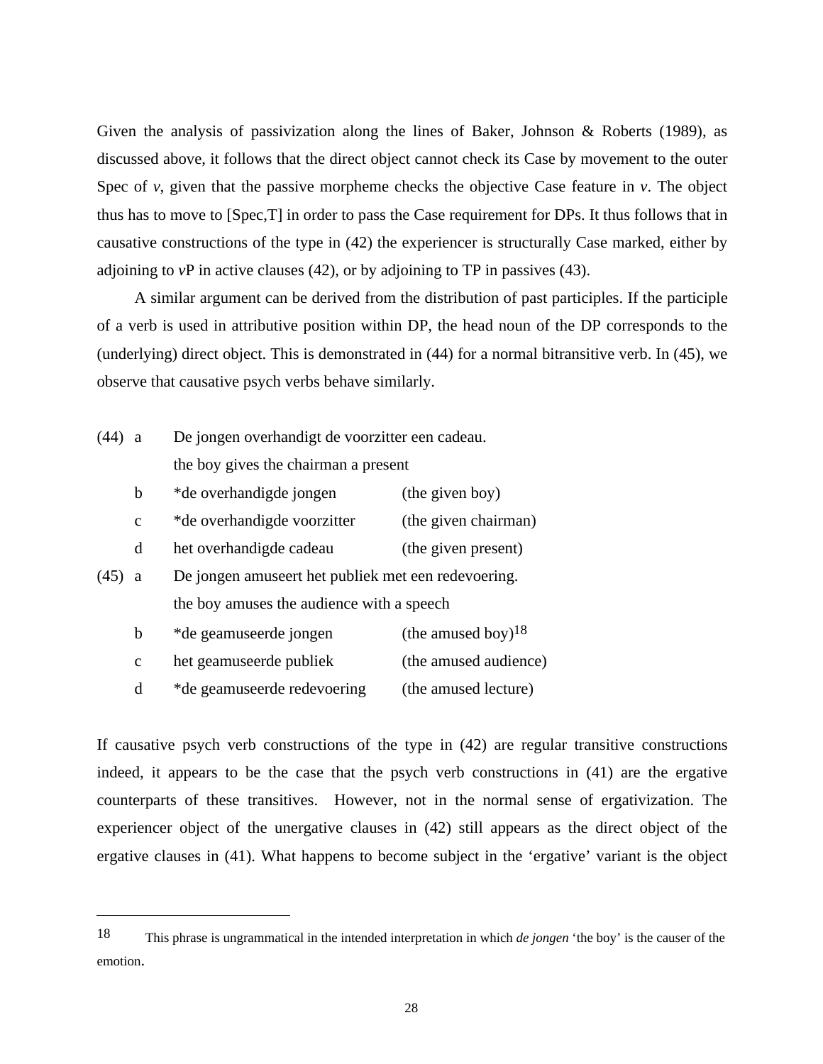Given the analysis of passivization along the lines of Baker, Johnson & Roberts (1989), as discussed above, it follows that the direct object cannot check its Case by movement to the outer Spec of *v*, given that the passive morpheme checks the objective Case feature in *v*. The object thus has to move to [Spec,T] in order to pass the Case requirement for DPs. It thus follows that in causative constructions of the type in (42) the experiencer is structurally Case marked, either by adjoining to *v*P in active clauses (42), or by adjoining to TP in passives (43).

A similar argument can be derived from the distribution of past participles. If the participle of a verb is used in attributive position within DP, the head noun of the DP corresponds to the (underlying) direct object. This is demonstrated in (44) for a normal bitransitive verb. In (45), we observe that causative psych verbs behave similarly.

(44) a De jongen overhandigt de voorzitter een cadeau.
the boy gives the chairman a present

b *de overhandigde jongen (the given boy)

c *de overhandigde voorzitter (the given chairman)

d het overhandigde cadeau (the given present)

(45) a De jongen amuseert het publiek met een redevoering.
the boy amuses the audience with a speech

b *de geamuseerde jongen (the amused boy)[18]

c het geamuseerde publiek (the amused audience)

d *de geamuseerde redevoering (the amused lecture)

If causative psych verb constructions of the type in (42) are regular transitive constructions indeed, it appears to be the case that the psych verb constructions in (41) are the ergative counterparts of these transitives. However, not in the normal sense of ergativization. The experiencer object of the unergative clauses in (42) still appears as the direct object of the ergative clauses in (41). What happens to become subject in the 'ergative' variant is the object

---

[18] This phrase is ungrammatical in the intended interpretation in which *de jongen* 'the boy' is the causer of the emotion.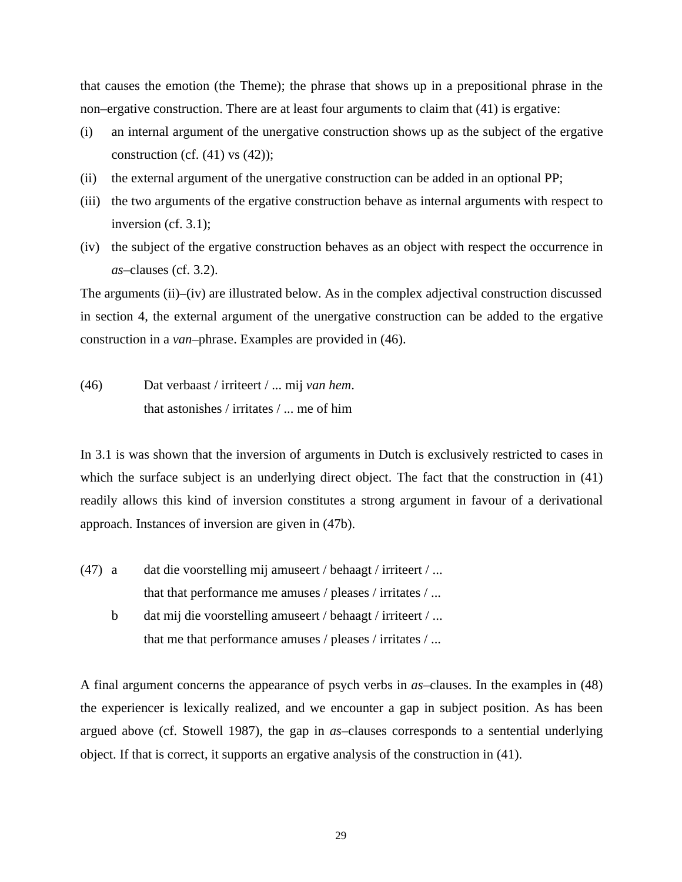that causes the emotion (the Theme); the phrase that shows up in a prepositional phrase in the non–ergative construction. There are at least four arguments to claim that (41) is ergative:

(i) an internal argument of the unergative construction shows up as the subject of the ergative construction (cf. (41) vs (42));

(ii) the external argument of the unergative construction can be added in an optional PP;

(iii) the two arguments of the ergative construction behave as internal arguments with respect to inversion (cf. 3.1);

(iv) the subject of the ergative construction behaves as an object with respect the occurrence in *as*–clauses (cf. 3.2).

The arguments (ii)–(iv) are illustrated below. As in the complex adjectival construction discussed in section 4, the external argument of the unergative construction can be added to the ergative construction in a *van*–phrase. Examples are provided in (46).

(46) Dat verbaast / irriteert / ... mij *van hem*.
 that astonishes / irritates / ... me of him

In 3.1 is was shown that the inversion of arguments in Dutch is exclusively restricted to cases in which the surface subject is an underlying direct object. The fact that the construction in (41) readily allows this kind of inversion constitutes a strong argument in favour of a derivational approach. Instances of inversion are given in (47b).

(47) a dat die voorstelling mij amuseert / behaagt / irriteert / ...
 that that performance me amuses / pleases / irritates / ...
 b dat mij die voorstelling amuseert / behaagt / irriteert / ...
 that me that performance amuses / pleases / irritates / ...

A final argument concerns the appearance of psych verbs in *as*–clauses. In the examples in (48) the experiencer is lexically realized, and we encounter a gap in subject position. As has been argued above (cf. Stowell 1987), the gap in *as*–clauses corresponds to a sentential underlying object. If that is correct, it supports an ergative analysis of the construction in (41).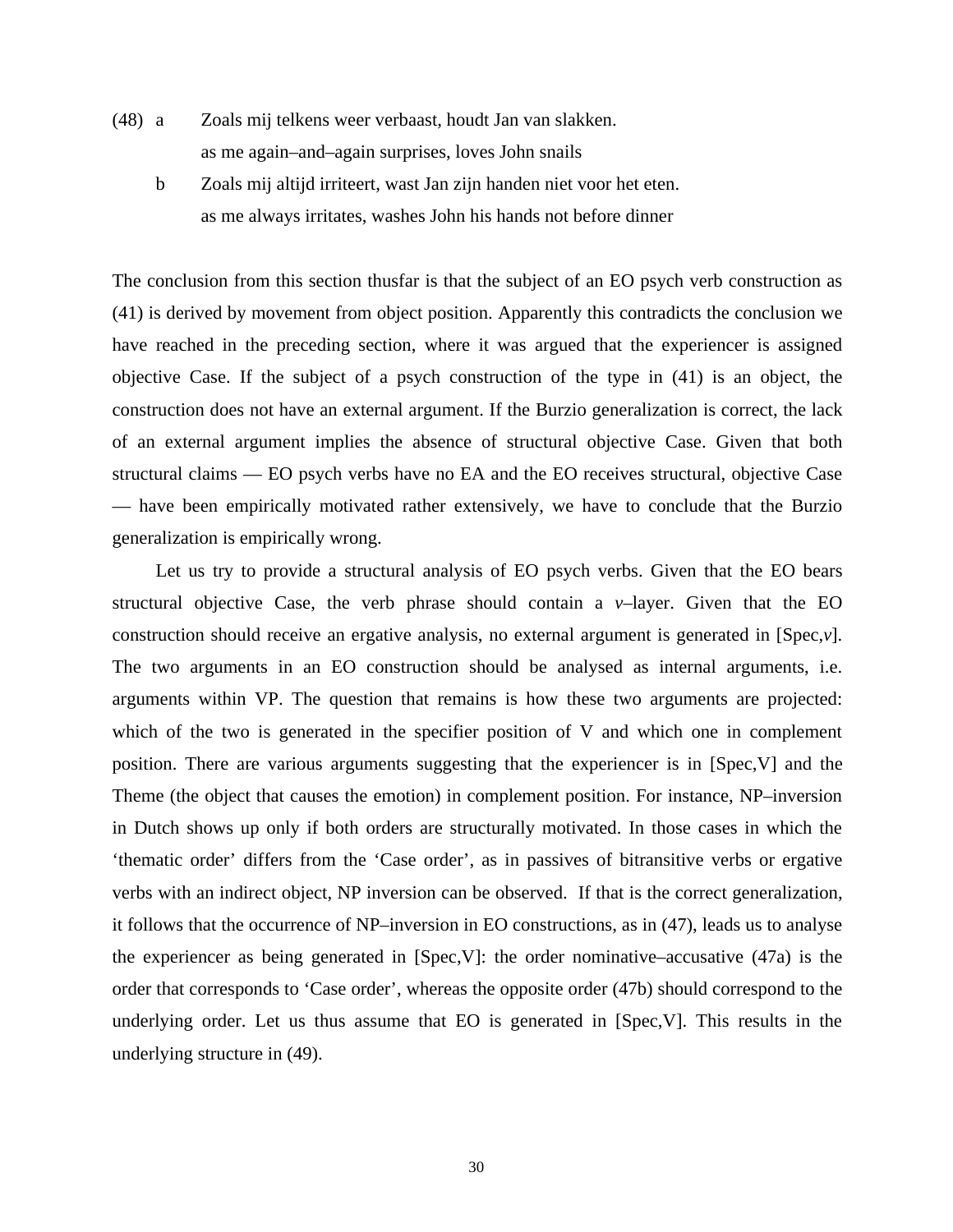(48) a Zoals mij telkens weer verbaast, houdt Jan van slakken.
as me again–and–again surprises, loves John snails

b Zoals mij altijd irriteert, wast Jan zijn handen niet voor het eten.
as me always irritates, washes John his hands not before dinner

The conclusion from this section thusfar is that the subject of an EO psych verb construction as (41) is derived by movement from object position. Apparently this contradicts the conclusion we have reached in the preceding section, where it was argued that the experiencer is assigned objective Case. If the subject of a psych construction of the type in (41) is an object, the construction does not have an external argument. If the Burzio generalization is correct, the lack of an external argument implies the absence of structural objective Case. Given that both structural claims — EO psych verbs have no EA and the EO receives structural, objective Case — have been empirically motivated rather extensively, we have to conclude that the Burzio generalization is empirically wrong.

Let us try to provide a structural analysis of EO psych verbs. Given that the EO bears structural objective Case, the verb phrase should contain a *v*–layer. Given that the EO construction should receive an ergative analysis, no external argument is generated in [Spec,*v*]. The two arguments in an EO construction should be analysed as internal arguments, i.e. arguments within VP. The question that remains is how these two arguments are projected: which of the two is generated in the specifier position of V and which one in complement position. There are various arguments suggesting that the experiencer is in [Spec,V] and the Theme (the object that causes the emotion) in complement position. For instance, NP–inversion in Dutch shows up only if both orders are structurally motivated. In those cases in which the 'thematic order' differs from the 'Case order', as in passives of bitransitive verbs or ergative verbs with an indirect object, NP inversion can be observed. If that is the correct generalization, it follows that the occurrence of NP–inversion in EO constructions, as in (47), leads us to analyse the experiencer as being generated in [Spec,V]: the order nominative–accusative (47a) is the order that corresponds to 'Case order', whereas the opposite order (47b) should correspond to the underlying order. Let us thus assume that EO is generated in [Spec,V]. This results in the underlying structure in (49).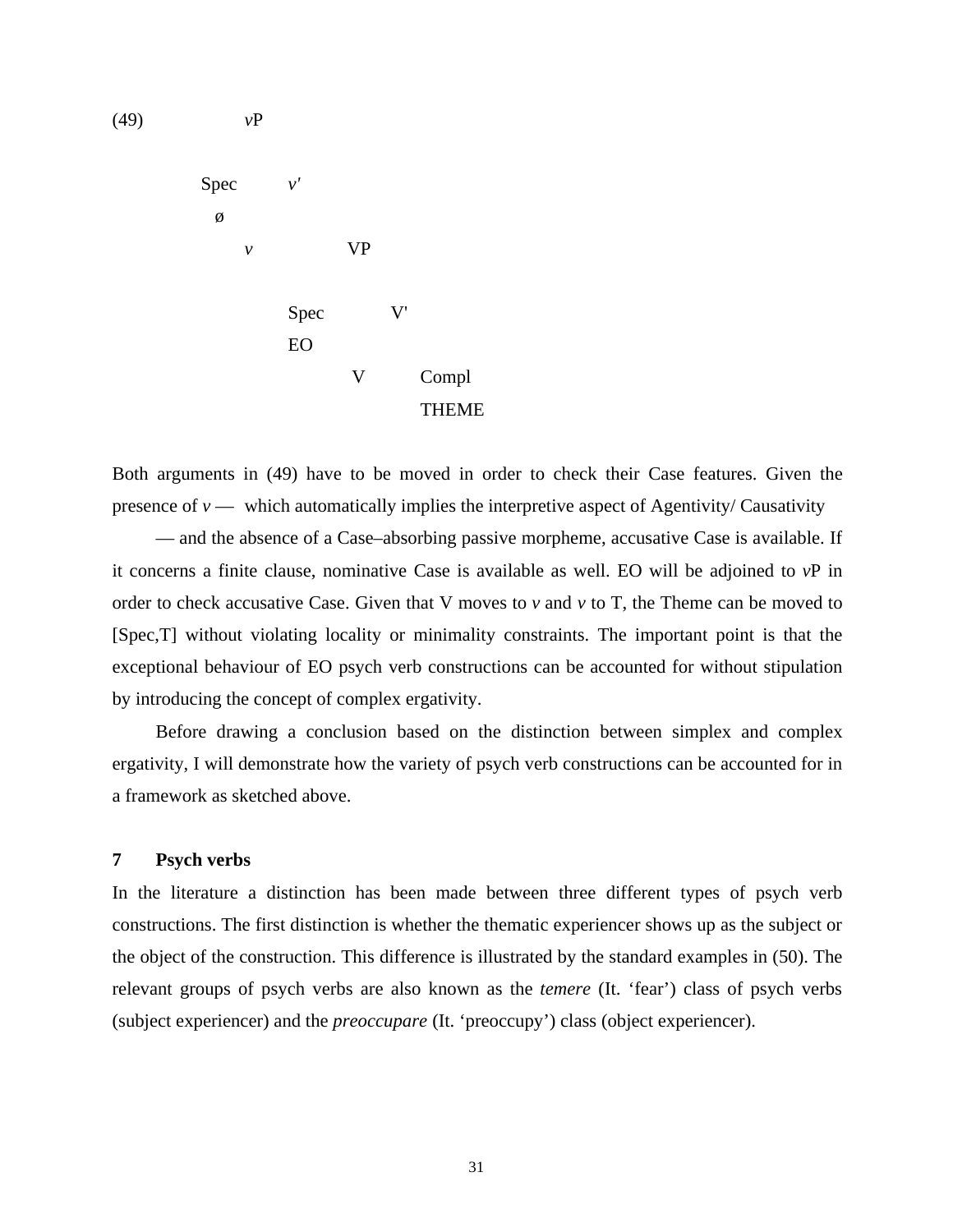(49)

```
                vP

        Spec          v'
         ø
              v              VP

                      Spec          V'
                      EO
                             V          Compl
                                        THEME
```

Both arguments in (49) have to be moved in order to check their Case features. Given the presence of *v* — which automatically implies the interpretive aspect of Agentivity/ Causativity — and the absence of a Case–absorbing passive morpheme, accusative Case is available. If it concerns a finite clause, nominative Case is available as well. EO will be adjoined to *v*P in order to check accusative Case. Given that V moves to *v* and *v* to T, the Theme can be moved to [Spec,T] without violating locality or minimality constraints. The important point is that the exceptional behaviour of EO psych verb constructions can be accounted for without stipulation by introducing the concept of complex ergativity.

Before drawing a conclusion based on the distinction between simplex and complex ergativity, I will demonstrate how the variety of psych verb constructions can be accounted for in a framework as sketched above.

## 7 Psych verbs

In the literature a distinction has been made between three different types of psych verb constructions. The first distinction is whether the thematic experiencer shows up as the subject or the object of the construction. This difference is illustrated by the standard examples in (50). The relevant groups of psych verbs are also known as the *temere* (It. 'fear') class of psych verbs (subject experiencer) and the *preoccupare* (It. 'preoccupy') class (object experiencer).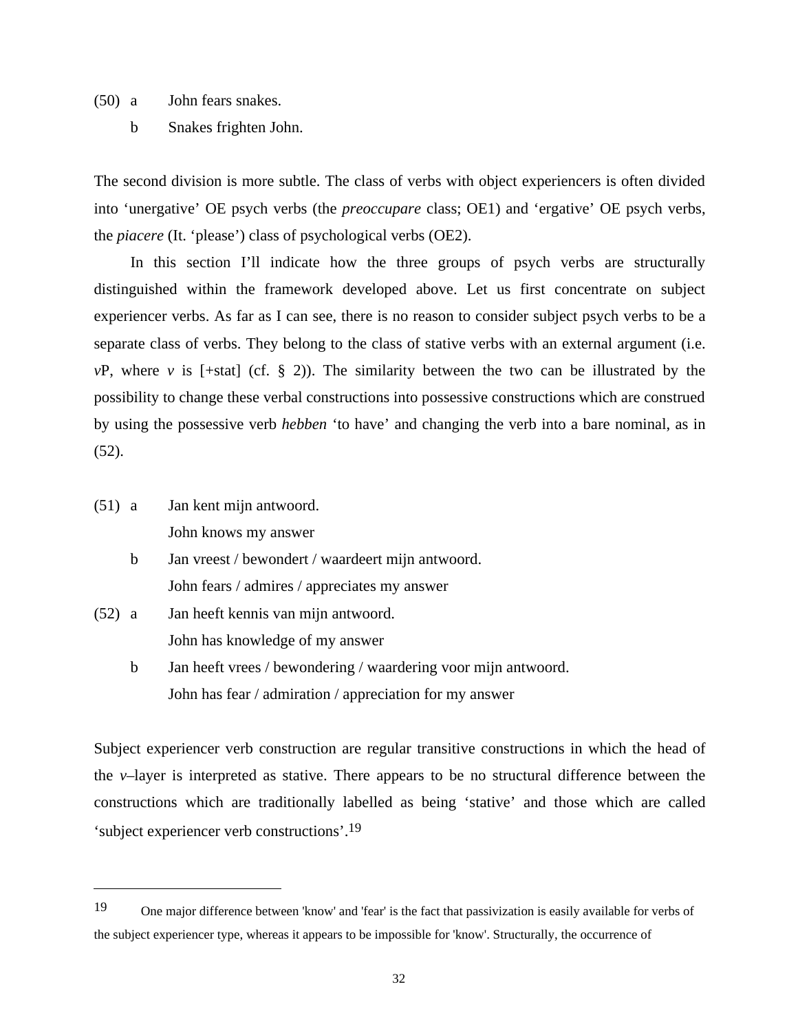(50) a John fears snakes.

b Snakes frighten John.

The second division is more subtle. The class of verbs with object experiencers is often divided into 'unergative' OE psych verbs (the *preoccupare* class; OE1) and 'ergative' OE psych verbs, the *piacere* (It. 'please') class of psychological verbs (OE2).

In this section I'll indicate how the three groups of psych verbs are structurally distinguished within the framework developed above. Let us first concentrate on subject experiencer verbs. As far as I can see, there is no reason to consider subject psych verbs to be a separate class of verbs. They belong to the class of stative verbs with an external argument (i.e. *v*P, where *v* is [+stat] (cf. § 2)). The similarity between the two can be illustrated by the possibility to change these verbal constructions into possessive constructions which are construed by using the possessive verb *hebben* 'to have' and changing the verb into a bare nominal, as in (52).

(51) a Jan kent mijn antwoord.
John knows my answer

b Jan vreest / bewondert / waardeert mijn antwoord.
John fears / admires / appreciates my answer

(52) a Jan heeft kennis van mijn antwoord.
John has knowledge of my answer

b Jan heeft vrees / bewondering / waardering voor mijn antwoord.
John has fear / admiration / appreciation for my answer

Subject experiencer verb construction are regular transitive constructions in which the head of the *v*–layer is interpreted as stative. There appears to be no structural difference between the constructions which are traditionally labelled as being 'stative' and those which are called 'subject experiencer verb constructions'.[19]

---

[19] One major difference between 'know' and 'fear' is the fact that passivization is easily available for verbs of the subject experiencer type, whereas it appears to be impossible for 'know'. Structurally, the occurrence of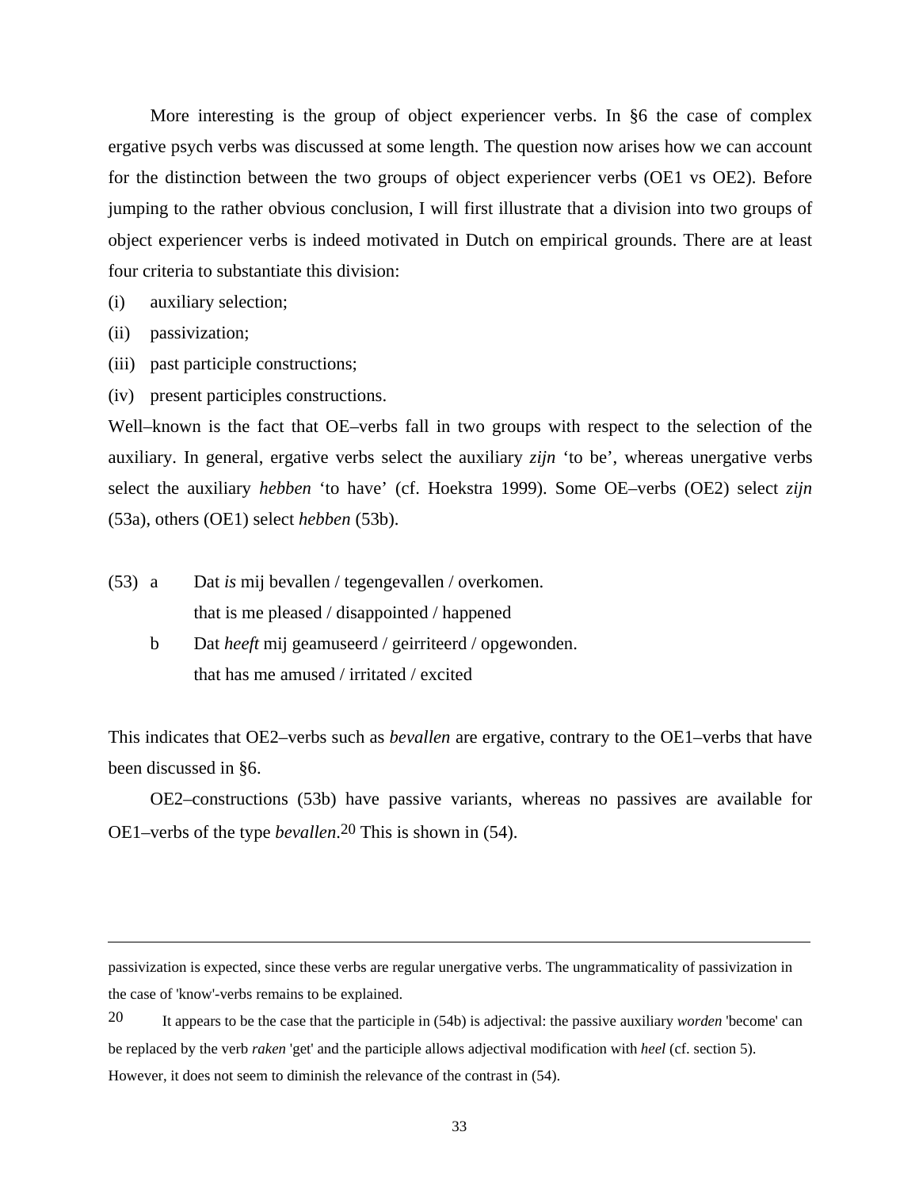More interesting is the group of object experiencer verbs. In §6 the case of complex ergative psych verbs was discussed at some length. The question now arises how we can account for the distinction between the two groups of object experiencer verbs (OE1 vs OE2). Before jumping to the rather obvious conclusion, I will first illustrate that a division into two groups of object experiencer verbs is indeed motivated in Dutch on empirical grounds. There are at least four criteria to substantiate this division:

(i) auxiliary selection;

(ii) passivization;

(iii) past participle constructions;

(iv) present participles constructions.

Well–known is the fact that OE–verbs fall in two groups with respect to the selection of the auxiliary. In general, ergative verbs select the auxiliary *zijn* 'to be', whereas unergative verbs select the auxiliary *hebben* 'to have' (cf. Hoekstra 1999). Some OE–verbs (OE2) select *zijn* (53a), others (OE1) select *hebben* (53b).

(53) a  Dat *is* mij bevallen / tegengevallen / overkomen.
    that is me pleased / disappointed / happened

  b  Dat *heeft* mij geamuseerd / geirriteerd / opgewonden.
    that has me amused / irritated / excited

This indicates that OE2–verbs such as *bevallen* are ergative, contrary to the OE1–verbs that have been discussed in §6.

OE2–constructions (53b) have passive variants, whereas no passives are available for OE1–verbs of the type *bevallen*.[20] This is shown in (54).

---

passivization is expected, since these verbs are regular unergative verbs. The ungrammaticality of passivization in the case of 'know'-verbs remains to be explained.

[20] It appears to be the case that the participle in (54b) is adjectival: the passive auxiliary *worden* 'become' can be replaced by the verb *raken* 'get' and the participle allows adjectival modification with *heel* (cf. section 5). However, it does not seem to diminish the relevance of the contrast in (54).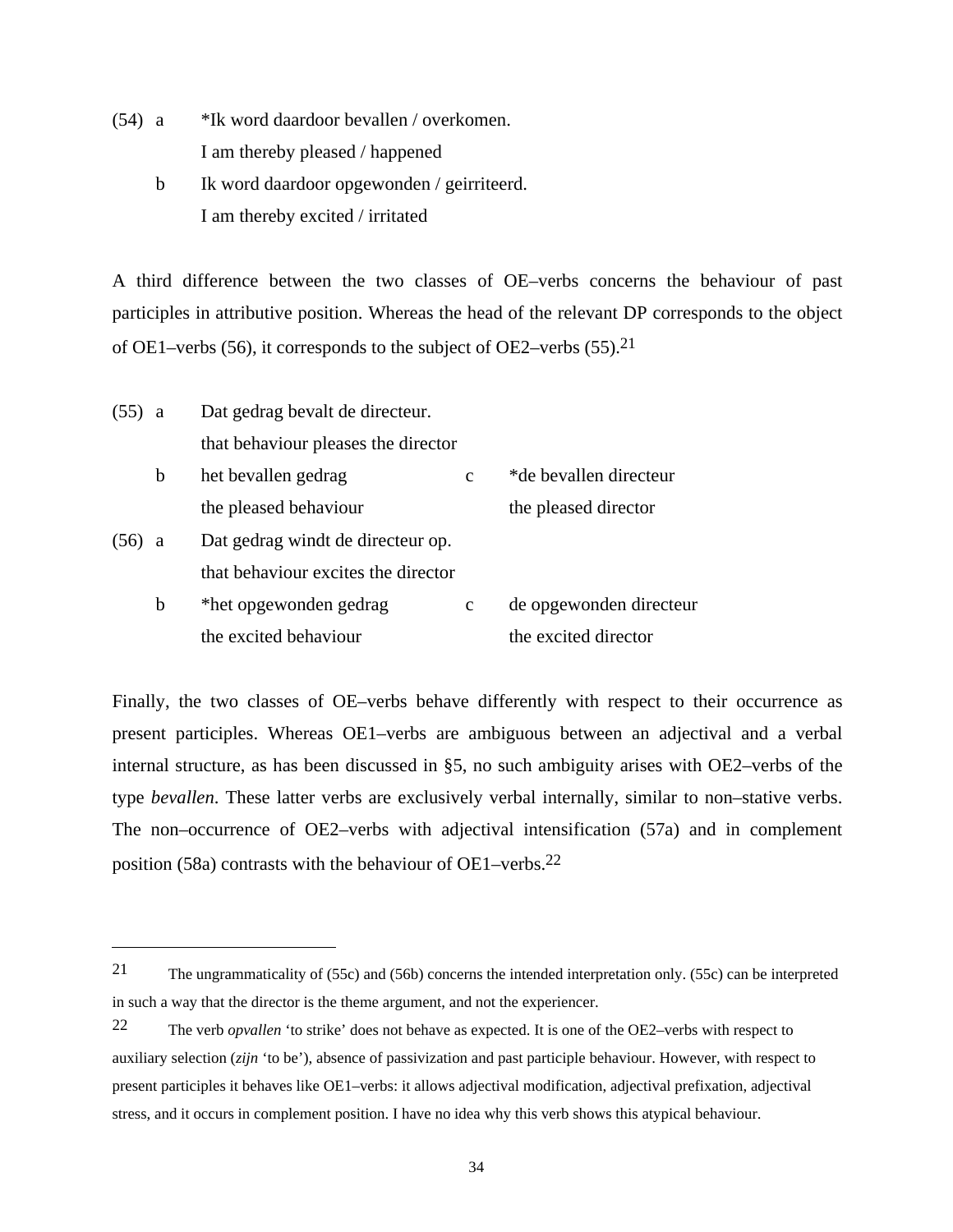(54) a *Ik word daardoor bevallen / overkomen.
I am thereby pleased / happened

b Ik word daardoor opgewonden / geirriteerd.
I am thereby excited / irritated

A third difference between the two classes of OE–verbs concerns the behaviour of past participles in attributive position. Whereas the head of the relevant DP corresponds to the object of OE1–verbs (56), it corresponds to the subject of OE2–verbs (55).[21]

(55) a Dat gedrag bevalt de directeur.
that behaviour pleases the director

b het bevallen gedrag
the pleased behaviour

c *de bevallen directeur
the pleased director

(56) a Dat gedrag windt de directeur op.
that behaviour excites the director

b *het opgewonden gedrag
the excited behaviour

c de opgewonden directeur
the excited director

Finally, the two classes of OE–verbs behave differently with respect to their occurrence as present participles. Whereas OE1–verbs are ambiguous between an adjectival and a verbal internal structure, as has been discussed in §5, no such ambiguity arises with OE2–verbs of the type *bevallen*. These latter verbs are exclusively verbal internally, similar to non–stative verbs. The non–occurrence of OE2–verbs with adjectival intensification (57a) and in complement position (58a) contrasts with the behaviour of OE1–verbs.[22]

---

[21] The ungrammaticality of (55c) and (56b) concerns the intended interpretation only. (55c) can be interpreted in such a way that the director is the theme argument, and not the experiencer.

[22] The verb *opvallen* 'to strike' does not behave as expected. It is one of the OE2–verbs with respect to auxiliary selection (*zijn* 'to be'), absence of passivization and past participle behaviour. However, with respect to present participles it behaves like OE1–verbs: it allows adjectival modification, adjectival prefixation, adjectival stress, and it occurs in complement position. I have no idea why this verb shows this atypical behaviour.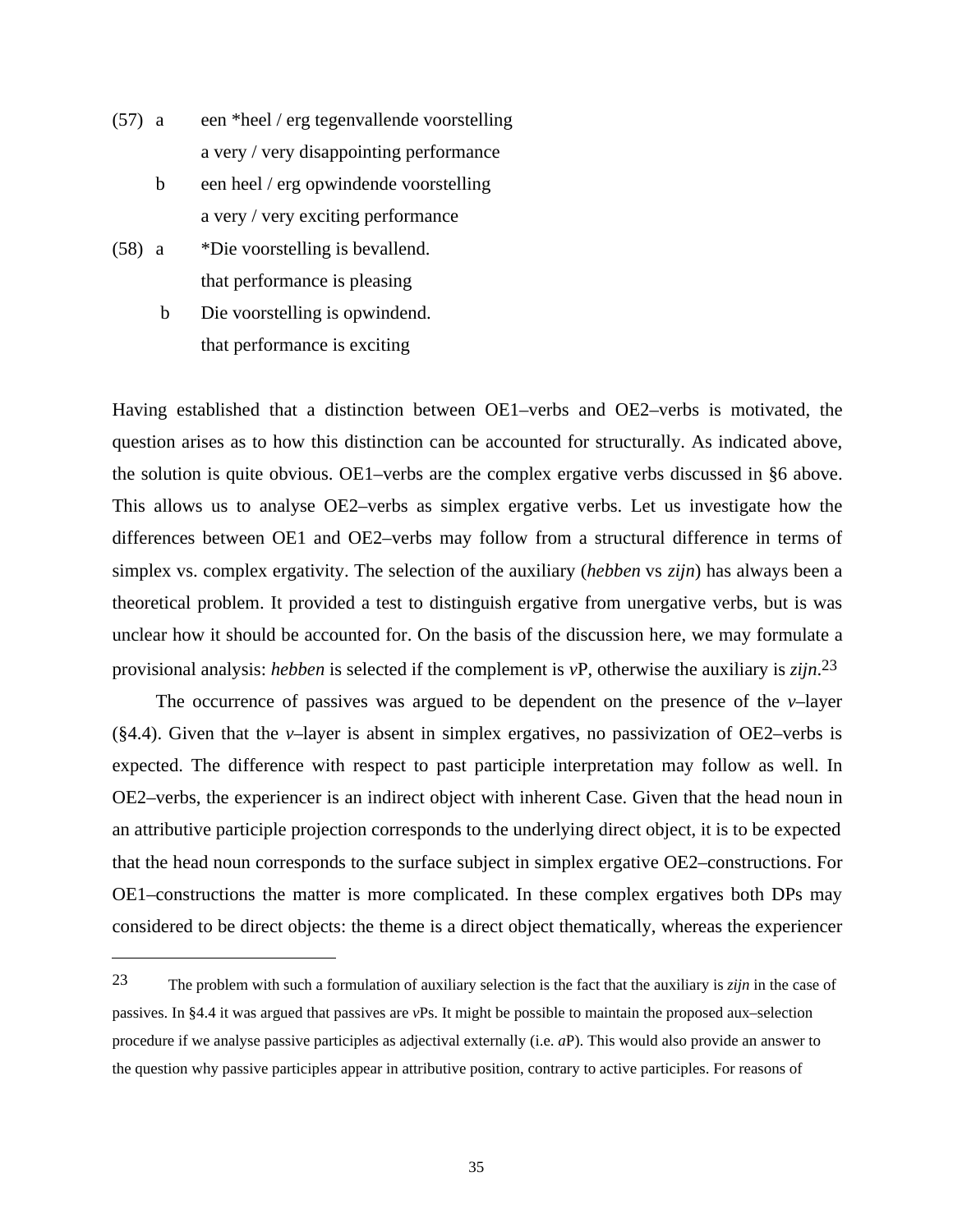(57) a een *heel / erg tegenvallende voorstelling
a very / very disappointing performance

b een heel / erg opwindende voorstelling
a very / very exciting performance

(58) a *Die voorstelling is bevallend.
that performance is pleasing

b Die voorstelling is opwindend.
that performance is exciting

Having established that a distinction between OE1–verbs and OE2–verbs is motivated, the question arises as to how this distinction can be accounted for structurally. As indicated above, the solution is quite obvious. OE1–verbs are the complex ergative verbs discussed in §6 above. This allows us to analyse OE2–verbs as simplex ergative verbs. Let us investigate how the differences between OE1 and OE2–verbs may follow from a structural difference in terms of simplex vs. complex ergativity. The selection of the auxiliary (*hebben* vs *zijn*) has always been a theoretical problem. It provided a test to distinguish ergative from unergative verbs, but is was unclear how it should be accounted for. On the basis of the discussion here, we may formulate a provisional analysis: *hebben* is selected if the complement is *v*P, otherwise the auxiliary is *zijn*.[23]

The occurrence of passives was argued to be dependent on the presence of the *v*–layer (§4.4). Given that the *v*–layer is absent in simplex ergatives, no passivization of OE2–verbs is expected. The difference with respect to past participle interpretation may follow as well. In OE2–verbs, the experiencer is an indirect object with inherent Case. Given that the head noun in an attributive participle projection corresponds to the underlying direct object, it is to be expected that the head noun corresponds to the surface subject in simplex ergative OE2–constructions. For OE1–constructions the matter is more complicated. In these complex ergatives both DPs may considered to be direct objects: the theme is a direct object thematically, whereas the experiencer

---

[23] The problem with such a formulation of auxiliary selection is the fact that the auxiliary is *zijn* in the case of passives. In §4.4 it was argued that passives are *v*Ps. It might be possible to maintain the proposed aux–selection procedure if we analyse passive participles as adjectival externally (i.e. *a*P). This would also provide an answer to the question why passive participles appear in attributive position, contrary to active participles. For reasons of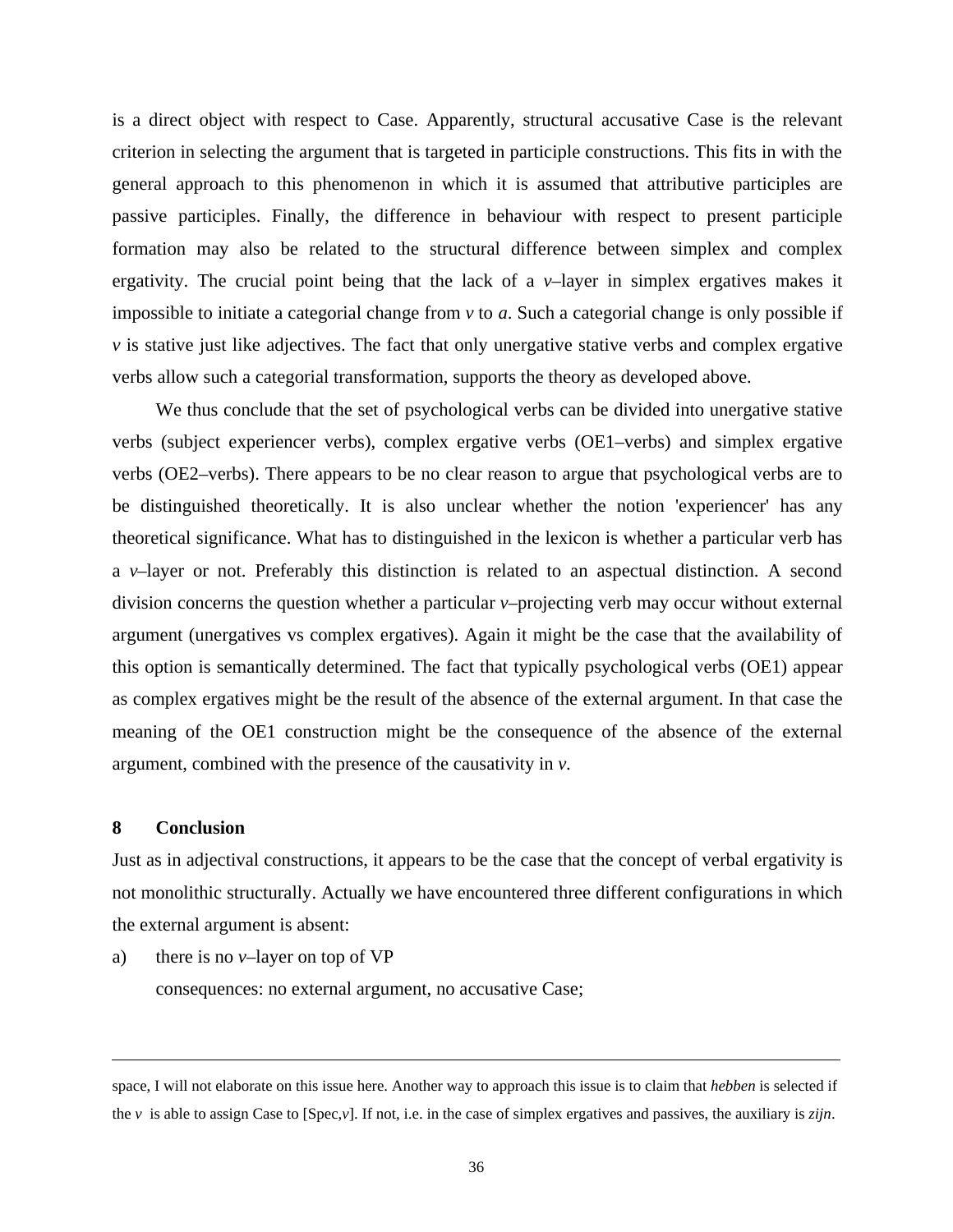is a direct object with respect to Case. Apparently, structural accusative Case is the relevant criterion in selecting the argument that is targeted in participle constructions. This fits in with the general approach to this phenomenon in which it is assumed that attributive participles are passive participles. Finally, the difference in behaviour with respect to present participle formation may also be related to the structural difference between simplex and complex ergativity. The crucial point being that the lack of a *v*–layer in simplex ergatives makes it impossible to initiate a categorial change from *v* to *a*. Such a categorial change is only possible if *v* is stative just like adjectives. The fact that only unergative stative verbs and complex ergative verbs allow such a categorial transformation, supports the theory as developed above.

We thus conclude that the set of psychological verbs can be divided into unergative stative verbs (subject experiencer verbs), complex ergative verbs (OE1–verbs) and simplex ergative verbs (OE2–verbs). There appears to be no clear reason to argue that psychological verbs are to be distinguished theoretically. It is also unclear whether the notion 'experiencer' has any theoretical significance. What has to distinguished in the lexicon is whether a particular verb has a *v*–layer or not. Preferably this distinction is related to an aspectual distinction. A second division concerns the question whether a particular *v*–projecting verb may occur without external argument (unergatives vs complex ergatives). Again it might be the case that the availability of this option is semantically determined. The fact that typically psychological verbs (OE1) appear as complex ergatives might be the result of the absence of the external argument. In that case the meaning of the OE1 construction might be the consequence of the absence of the external argument, combined with the presence of the causativity in *v*.

## 8 Conclusion

Just as in adjectival constructions, it appears to be the case that the concept of verbal ergativity is not monolithic structurally. Actually we have encountered three different configurations in which the external argument is absent:

a) there is no *v*–layer on top of VP
consequences: no external argument, no accusative Case;

---

space, I will not elaborate on this issue here. Another way to approach this issue is to claim that *hebben* is selected if the *v* is able to assign Case to [Spec,*v*]. If not, i.e. in the case of simplex ergatives and passives, the auxiliary is *zijn*.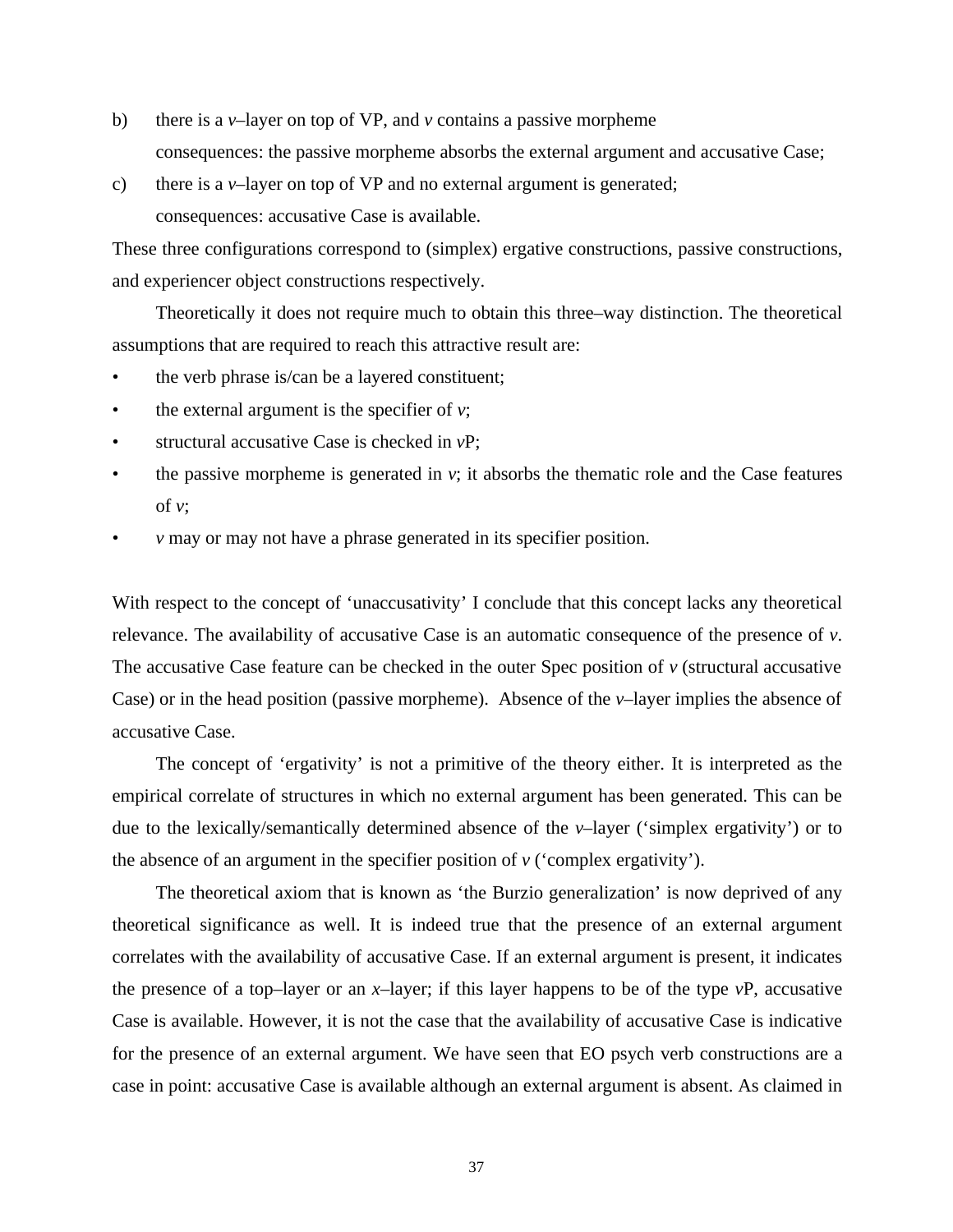b) there is a *v*–layer on top of VP, and *v* contains a passive morpheme
   consequences: the passive morpheme absorbs the external argument and accusative Case;

c) there is a *v*–layer on top of VP and no external argument is generated;
   consequences: accusative Case is available.

These three configurations correspond to (simplex) ergative constructions, passive constructions, and experiencer object constructions respectively.

Theoretically it does not require much to obtain this three–way distinction. The theoretical assumptions that are required to reach this attractive result are:

- the verb phrase is/can be a layered constituent;
- the external argument is the specifier of *v*;
- structural accusative Case is checked in *v*P;
- the passive morpheme is generated in *v*; it absorbs the thematic role and the Case features of *v*;
- *v* may or may not have a phrase generated in its specifier position.

With respect to the concept of 'unaccusativity' I conclude that this concept lacks any theoretical relevance. The availability of accusative Case is an automatic consequence of the presence of *v*. The accusative Case feature can be checked in the outer Spec position of *v* (structural accusative Case) or in the head position (passive morpheme). Absence of the *v*–layer implies the absence of accusative Case.

The concept of 'ergativity' is not a primitive of the theory either. It is interpreted as the empirical correlate of structures in which no external argument has been generated. This can be due to the lexically/semantically determined absence of the *v*–layer ('simplex ergativity') or to the absence of an argument in the specifier position of *v* ('complex ergativity').

The theoretical axiom that is known as 'the Burzio generalization' is now deprived of any theoretical significance as well. It is indeed true that the presence of an external argument correlates with the availability of accusative Case. If an external argument is present, it indicates the presence of a top–layer or an *x*–layer; if this layer happens to be of the type *v*P, accusative Case is available. However, it is not the case that the availability of accusative Case is indicative for the presence of an external argument. We have seen that EO psych verb constructions are a case in point: accusative Case is available although an external argument is absent. As claimed in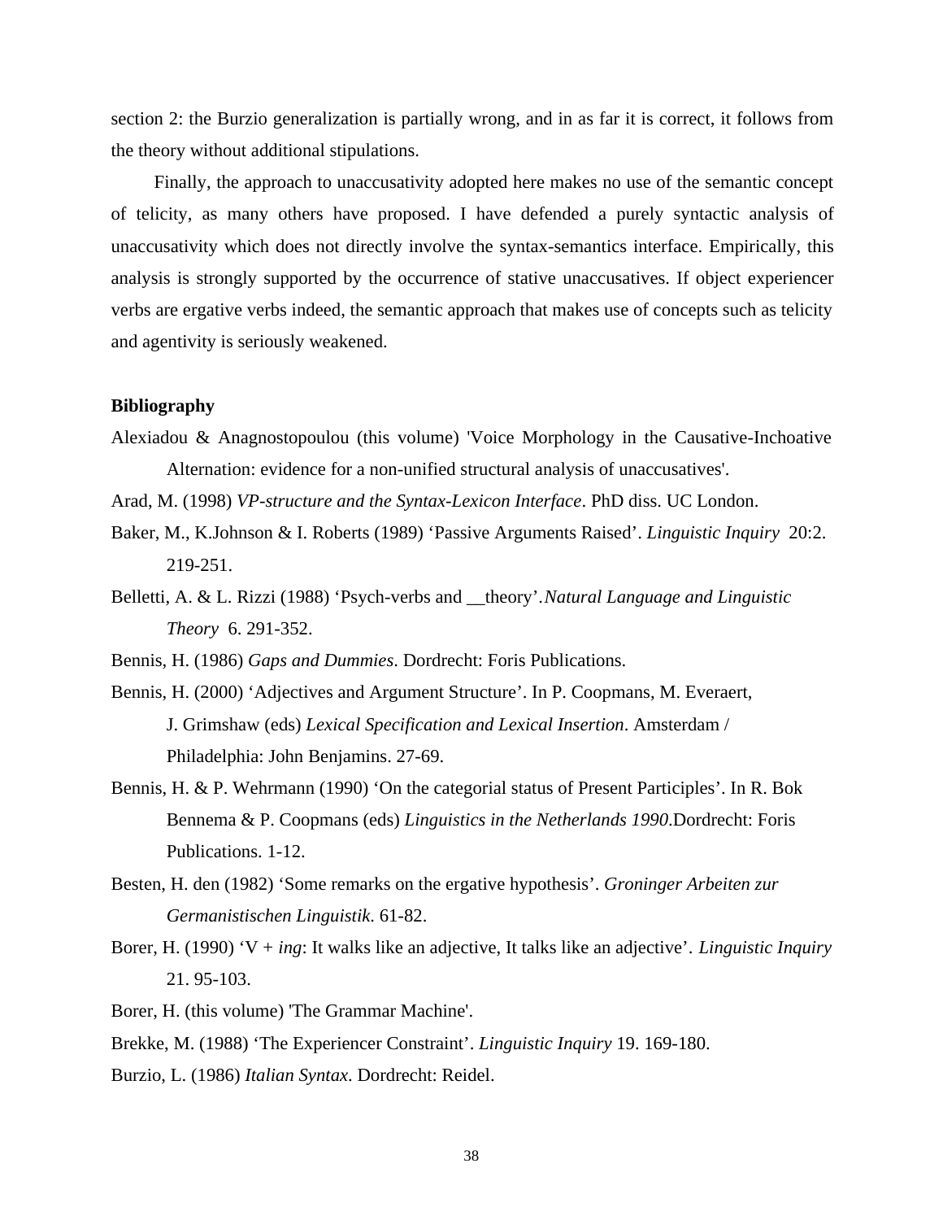section 2: the Burzio generalization is partially wrong, and in as far it is correct, it follows from the theory without additional stipulations.

Finally, the approach to unaccusativity adopted here makes no use of the semantic concept of telicity, as many others have proposed. I have defended a purely syntactic analysis of unaccusativity which does not directly involve the syntax-semantics interface. Empirically, this analysis is strongly supported by the occurrence of stative unaccusatives. If object experiencer verbs are ergative verbs indeed, the semantic approach that makes use of concepts such as telicity and agentivity is seriously weakened.

**Bibliography**

Alexiadou & Anagnostopoulou (this volume) 'Voice Morphology in the Causative-Inchoative Alternation: evidence for a non-unified structural analysis of unaccusatives'.

Arad, M. (1998) *VP-structure and the Syntax-Lexicon Interface*. PhD diss. UC London.

Baker, M., K.Johnson & I. Roberts (1989) 'Passive Arguments Raised'. *Linguistic Inquiry* 20:2. 219-251.

Belletti, A. & L. Rizzi (1988) 'Psych-verbs and __theory'. *Natural Language and Linguistic Theory* 6. 291-352.

Bennis, H. (1986) *Gaps and Dummies*. Dordrecht: Foris Publications.

Bennis, H. (2000) 'Adjectives and Argument Structure'. In P. Coopmans, M. Everaert, J. Grimshaw (eds) *Lexical Specification and Lexical Insertion*. Amsterdam / Philadelphia: John Benjamins. 27-69.

Bennis, H. & P. Wehrmann (1990) 'On the categorial status of Present Participles'. In R. Bok Bennema & P. Coopmans (eds) *Linguistics in the Netherlands 1990*.Dordrecht: Foris Publications. 1-12.

Besten, H. den (1982) 'Some remarks on the ergative hypothesis'. *Groninger Arbeiten zur Germanistischen Linguistik*. 61-82.

Borer, H. (1990) 'V + *ing*: It walks like an adjective, It talks like an adjective'. *Linguistic Inquiry* 21. 95-103.

Borer, H. (this volume) 'The Grammar Machine'.

Brekke, M. (1988) 'The Experiencer Constraint'. *Linguistic Inquiry* 19. 169-180.

Burzio, L. (1986) *Italian Syntax*. Dordrecht: Reidel.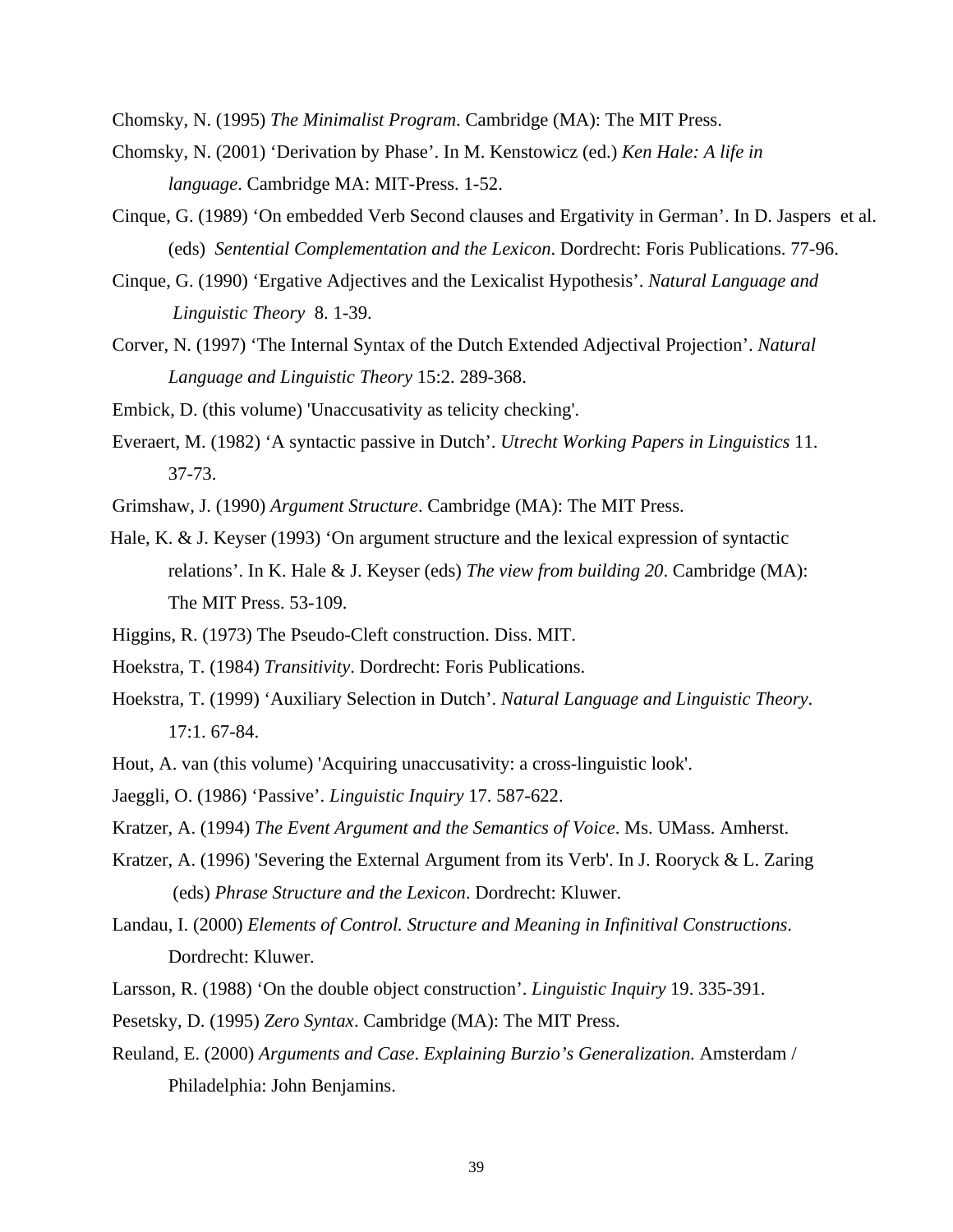Chomsky, N. (1995) *The Minimalist Program*. Cambridge (MA): The MIT Press.

Chomsky, N. (2001) 'Derivation by Phase'. In M. Kenstowicz (ed.) *Ken Hale: A life in language*. Cambridge MA: MIT-Press. 1-52.

Cinque, G. (1989) 'On embedded Verb Second clauses and Ergativity in German'. In D. Jaspers et al. (eds) *Sentential Complementation and the Lexicon*. Dordrecht: Foris Publications. 77-96.

Cinque, G. (1990) 'Ergative Adjectives and the Lexicalist Hypothesis'. *Natural Language and Linguistic Theory* 8. 1-39.

Corver, N. (1997) 'The Internal Syntax of the Dutch Extended Adjectival Projection'. *Natural Language and Linguistic Theory* 15:2. 289-368.

Embick, D. (this volume) 'Unaccusativity as telicity checking'.

Everaert, M. (1982) 'A syntactic passive in Dutch'. *Utrecht Working Papers in Linguistics* 11. 37-73.

Grimshaw, J. (1990) *Argument Structure*. Cambridge (MA): The MIT Press.

Hale, K. & J. Keyser (1993) 'On argument structure and the lexical expression of syntactic relations'. In K. Hale & J. Keyser (eds) *The view from building 20*. Cambridge (MA): The MIT Press. 53-109.

Higgins, R. (1973) The Pseudo-Cleft construction. Diss. MIT.

Hoekstra, T. (1984) *Transitivity*. Dordrecht: Foris Publications.

Hoekstra, T. (1999) 'Auxiliary Selection in Dutch'. *Natural Language and Linguistic Theory*. 17:1. 67-84.

Hout, A. van (this volume) 'Acquiring unaccusativity: a cross-linguistic look'.

Jaeggli, O. (1986) 'Passive'. *Linguistic Inquiry* 17. 587-622.

Kratzer, A. (1994) *The Event Argument and the Semantics of Voice*. Ms. UMass. Amherst.

Kratzer, A. (1996) 'Severing the External Argument from its Verb'. In J. Rooryck & L. Zaring (eds) *Phrase Structure and the Lexicon*. Dordrecht: Kluwer.

Landau, I. (2000) *Elements of Control. Structure and Meaning in Infinitival Constructions*. Dordrecht: Kluwer.

Larsson, R. (1988) 'On the double object construction'. *Linguistic Inquiry* 19. 335-391.

Pesetsky, D. (1995) *Zero Syntax*. Cambridge (MA): The MIT Press.

Reuland, E. (2000) *Arguments and Case*. *Explaining Burzio's Generalization.* Amsterdam / Philadelphia: John Benjamins.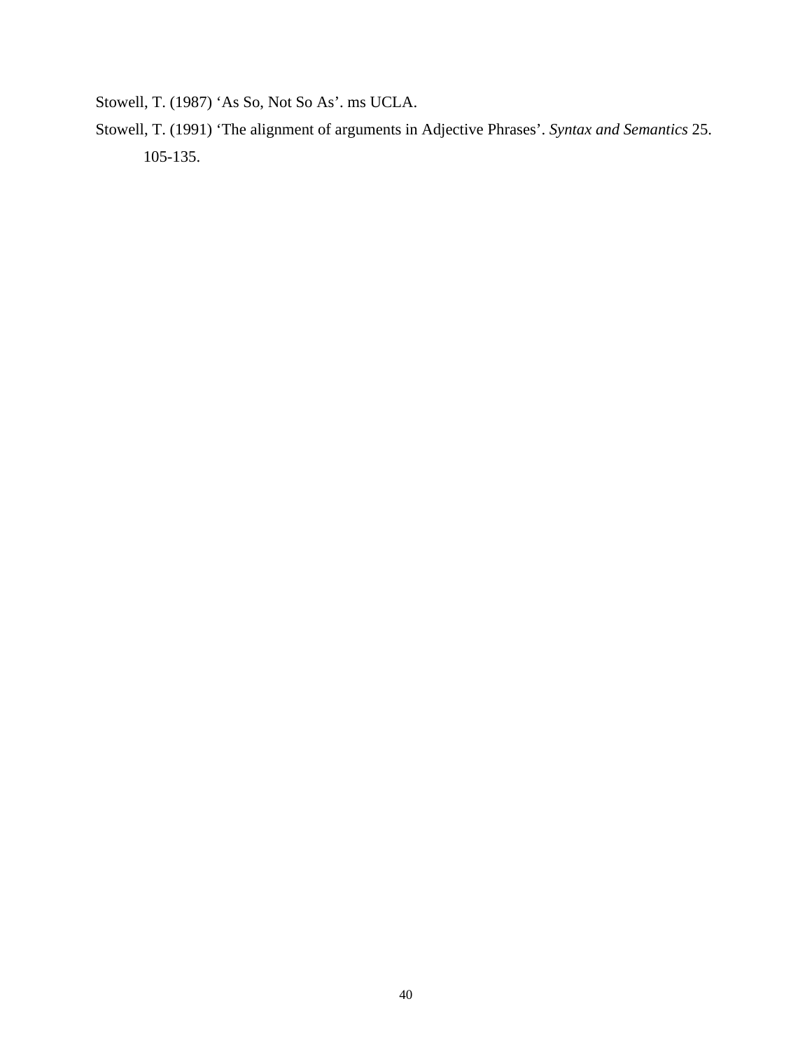Stowell, T. (1987) 'As So, Not So As'. ms UCLA.

Stowell, T. (1991) 'The alignment of arguments in Adjective Phrases'. *Syntax and Semantics* 25. 105-135.